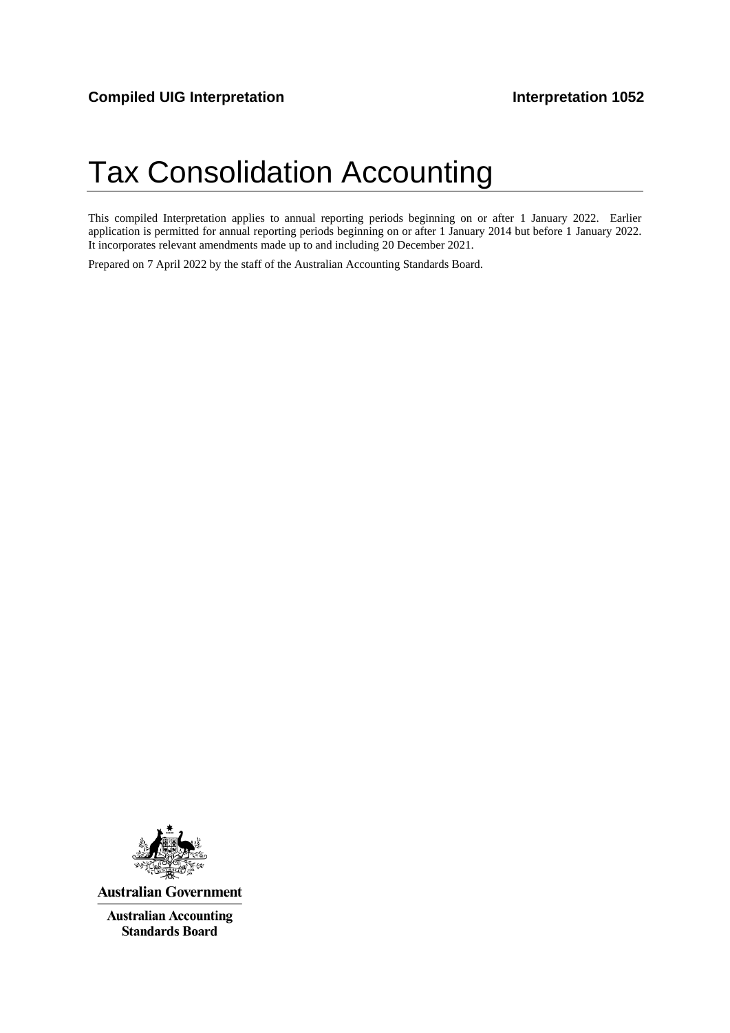**Compiled UIG Interpretation** **Interpretation 1052**

# Tax Consolidation Accounting

This compiled Interpretation applies to annual reporting periods beginning on or after 1 January 2022. Earlier application is permitted for annual reporting periods beginning on or after 1 January 2014 but before 1 January 2022. It incorporates relevant amendments made up to and including 20 December 2021.

Prepared on 7 April 2022 by the staff of the Australian Accounting Standards Board.

**Australian Government**

**Australian Accounting Standards Board**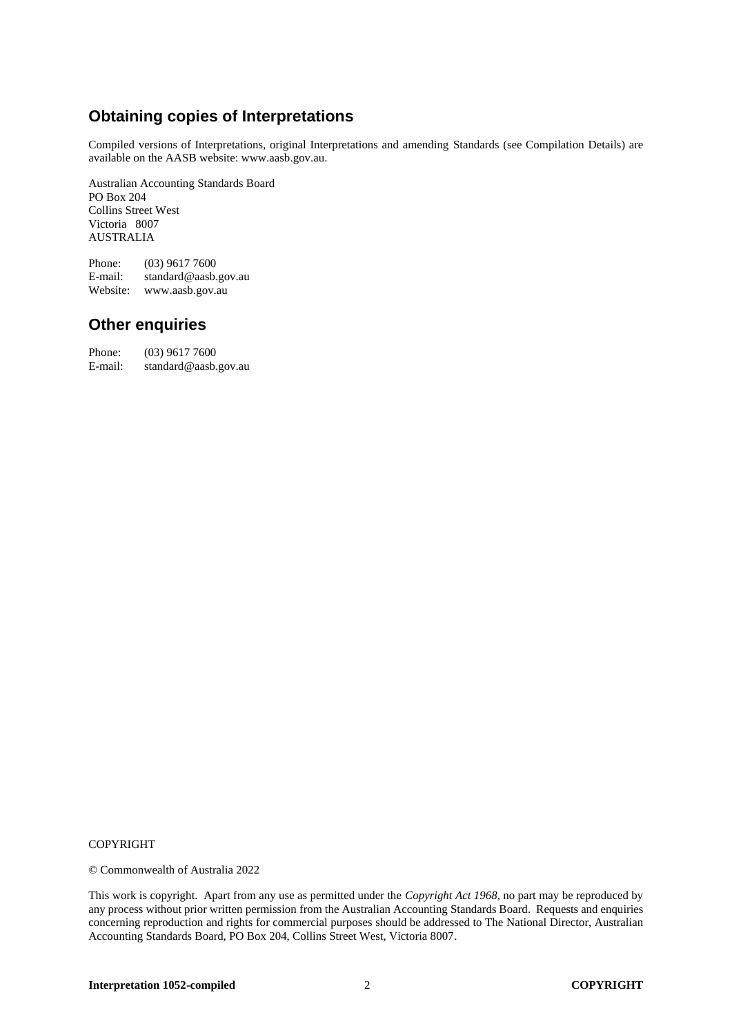## Obtaining copies of Interpretations

Compiled versions of Interpretations, original Interpretations and amending Standards (see Compilation Details) are available on the AASB website: www.aasb.gov.au.

Australian Accounting Standards Board  
PO Box 204  
Collins Street West  
Victoria 8007  
AUSTRALIA

Phone: (03) 9617 7600  
E-mail: standard@aasb.gov.au  
Website: www.aasb.gov.au

## Other enquiries

Phone: (03) 9617 7600  
E-mail: standard@aasb.gov.au

COPYRIGHT

© Commonwealth of Australia 2022

This work is copyright. Apart from any use as permitted under the *Copyright Act 1968*, no part may be reproduced by any process without prior written permission from the Australian Accounting Standards Board. Requests and enquiries concerning reproduction and rights for commercial purposes should be addressed to The National Director, Australian Accounting Standards Board, PO Box 204, Collins Street West, Victoria 8007.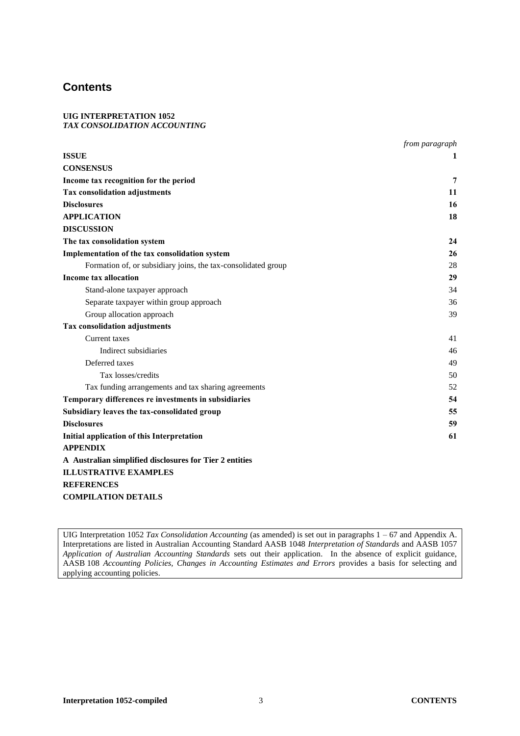# Contents

**UIG INTERPRETATION 1052**
***TAX CONSOLIDATION ACCOUNTING***

| | *from paragraph* |
|---|---|
| **ISSUE** | **1** |
| **CONSENSUS** | |
| **Income tax recognition for the period** | **7** |
| **Tax consolidation adjustments** | **11** |
| **Disclosures** | **16** |
| **APPLICATION** | **18** |
| **DISCUSSION** | |
| **The tax consolidation system** | **24** |
| **Implementation of the tax consolidation system** | **26** |
| Formation of, or subsidiary joins, the tax-consolidated group | 28 |
| **Income tax allocation** | **29** |
| Stand-alone taxpayer approach | 34 |
| Separate taxpayer within group approach | 36 |
| Group allocation approach | 39 |
| **Tax consolidation adjustments** | |
| Current taxes | 41 |
| Indirect subsidiaries | 46 |
| Deferred taxes | 49 |
| Tax losses/credits | 50 |
| Tax funding arrangements and tax sharing agreements | 52 |
| **Temporary differences re investments in subsidiaries** | **54** |
| **Subsidiary leaves the tax-consolidated group** | **55** |
| **Disclosures** | **59** |
| **Initial application of this Interpretation** | **61** |
| **APPENDIX** | |
| **A Australian simplified disclosures for Tier 2 entities** | |
| **ILLUSTRATIVE EXAMPLES** | |
| **REFERENCES** | |
| **COMPILATION DETAILS** | |

UIG Interpretation 1052 *Tax Consolidation Accounting* (as amended) is set out in paragraphs 1 – 67 and Appendix A. Interpretations are listed in Australian Accounting Standard AASB 1048 *Interpretation of Standards* and AASB 1057 *Application of Australian Accounting Standards* sets out their application. In the absence of explicit guidance, AASB 108 *Accounting Policies, Changes in Accounting Estimates and Errors* provides a basis for selecting and applying accounting policies.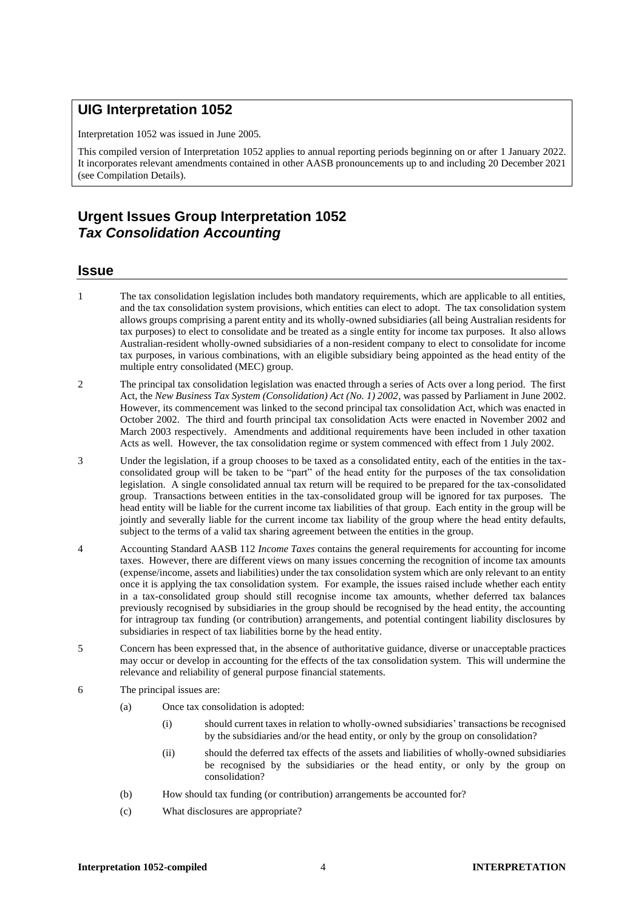## UIG Interpretation 1052

Interpretation 1052 was issued in June 2005.

This compiled version of Interpretation 1052 applies to annual reporting periods beginning on or after 1 January 2022. It incorporates relevant amendments contained in other AASB pronouncements up to and including 20 December 2021 (see Compilation Details).

# Urgent Issues Group Interpretation 1052
## *Tax Consolidation Accounting*

## Issue

1 The tax consolidation legislation includes both mandatory requirements, which are applicable to all entities, and the tax consolidation system provisions, which entities can elect to adopt. The tax consolidation system allows groups comprising a parent entity and its wholly-owned subsidiaries (all being Australian residents for tax purposes) to elect to consolidate and be treated as a single entity for income tax purposes. It also allows Australian-resident wholly-owned subsidiaries of a non-resident company to elect to consolidate for income tax purposes, in various combinations, with an eligible subsidiary being appointed as the head entity of the multiple entry consolidated (MEC) group.

2 The principal tax consolidation legislation was enacted through a series of Acts over a long period. The first Act, the *New Business Tax System (Consolidation) Act (No. 1) 2002*, was passed by Parliament in June 2002. However, its commencement was linked to the second principal tax consolidation Act, which was enacted in October 2002. The third and fourth principal tax consolidation Acts were enacted in November 2002 and March 2003 respectively. Amendments and additional requirements have been included in other taxation Acts as well. However, the tax consolidation regime or system commenced with effect from 1 July 2002.

3 Under the legislation, if a group chooses to be taxed as a consolidated entity, each of the entities in the tax-consolidated group will be taken to be "part" of the head entity for the purposes of the tax consolidation legislation. A single consolidated annual tax return will be required to be prepared for the tax-consolidated group. Transactions between entities in the tax-consolidated group will be ignored for tax purposes. The head entity will be liable for the current income tax liabilities of that group. Each entity in the group will be jointly and severally liable for the current income tax liability of the group where the head entity defaults, subject to the terms of a valid tax sharing agreement between the entities in the group.

4 Accounting Standard AASB 112 *Income Taxes* contains the general requirements for accounting for income taxes. However, there are different views on many issues concerning the recognition of income tax amounts (expense/income, assets and liabilities) under the tax consolidation system which are only relevant to an entity once it is applying the tax consolidation system. For example, the issues raised include whether each entity in a tax-consolidated group should still recognise income tax amounts, whether deferred tax balances previously recognised by subsidiaries in the group should be recognised by the head entity, the accounting for intragroup tax funding (or contribution) arrangements, and potential contingent liability disclosures by subsidiaries in respect of tax liabilities borne by the head entity.

5 Concern has been expressed that, in the absence of authoritative guidance, diverse or unacceptable practices may occur or develop in accounting for the effects of the tax consolidation system. This will undermine the relevance and reliability of general purpose financial statements.

6 The principal issues are:

(a) Once tax consolidation is adopted:

(i) should current taxes in relation to wholly-owned subsidiaries' transactions be recognised by the subsidiaries and/or the head entity, or only by the group on consolidation?

(ii) should the deferred tax effects of the assets and liabilities of wholly-owned subsidiaries be recognised by the subsidiaries or the head entity, or only by the group on consolidation?

(b) How should tax funding (or contribution) arrangements be accounted for?

(c) What disclosures are appropriate?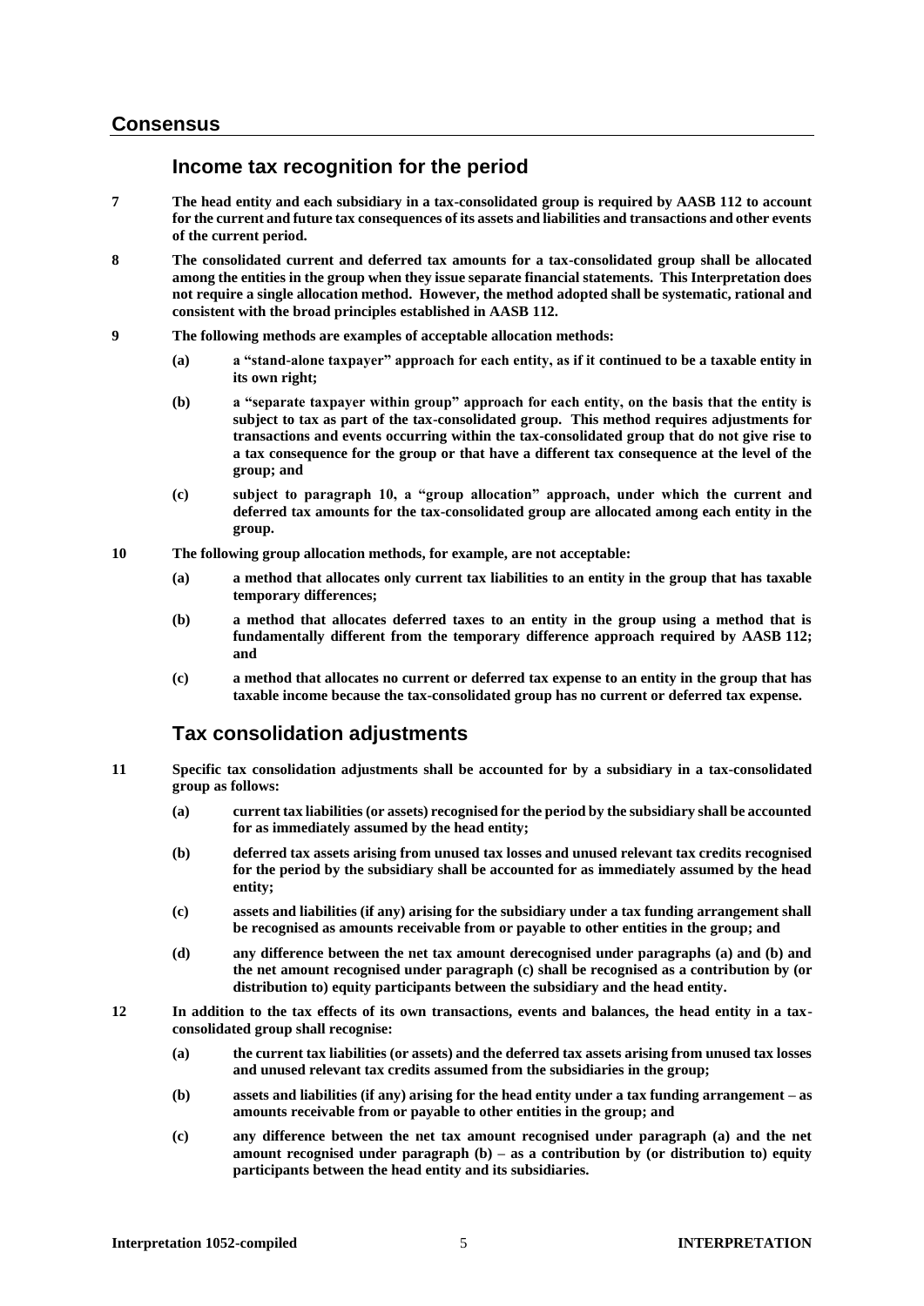## Consensus

### Income tax recognition for the period

**7 The head entity and each subsidiary in a tax-consolidated group is required by AASB 112 to account for the current and future tax consequences of its assets and liabilities and transactions and other events of the current period.**

**8 The consolidated current and deferred tax amounts for a tax-consolidated group shall be allocated among the entities in the group when they issue separate financial statements. This Interpretation does not require a single allocation method. However, the method adopted shall be systematic, rational and consistent with the broad principles established in AASB 112.**

**9 The following methods are examples of acceptable allocation methods:**

- **(a) a "stand-alone taxpayer" approach for each entity, as if it continued to be a taxable entity in its own right;**
- **(b) a "separate taxpayer within group" approach for each entity, on the basis that the entity is subject to tax as part of the tax-consolidated group. This method requires adjustments for transactions and events occurring within the tax-consolidated group that do not give rise to a tax consequence for the group or that have a different tax consequence at the level of the group; and**
- **(c) subject to paragraph 10, a "group allocation" approach, under which the current and deferred tax amounts for the tax-consolidated group are allocated among each entity in the group.**

**10 The following group allocation methods, for example, are not acceptable:**

- **(a) a method that allocates only current tax liabilities to an entity in the group that has taxable temporary differences;**
- **(b) a method that allocates deferred taxes to an entity in the group using a method that is fundamentally different from the temporary difference approach required by AASB 112; and**
- **(c) a method that allocates no current or deferred tax expense to an entity in the group that has taxable income because the tax-consolidated group has no current or deferred tax expense.**

### Tax consolidation adjustments

**11 Specific tax consolidation adjustments shall be accounted for by a subsidiary in a tax-consolidated group as follows:**

- **(a) current tax liabilities (or assets) recognised for the period by the subsidiary shall be accounted for as immediately assumed by the head entity;**
- **(b) deferred tax assets arising from unused tax losses and unused relevant tax credits recognised for the period by the subsidiary shall be accounted for as immediately assumed by the head entity;**
- **(c) assets and liabilities (if any) arising for the subsidiary under a tax funding arrangement shall be recognised as amounts receivable from or payable to other entities in the group; and**
- **(d) any difference between the net tax amount derecognised under paragraphs (a) and (b) and the net amount recognised under paragraph (c) shall be recognised as a contribution by (or distribution to) equity participants between the subsidiary and the head entity.**

**12 In addition to the tax effects of its own transactions, events and balances, the head entity in a tax-consolidated group shall recognise:**

- **(a) the current tax liabilities (or assets) and the deferred tax assets arising from unused tax losses and unused relevant tax credits assumed from the subsidiaries in the group;**
- **(b) assets and liabilities (if any) arising for the head entity under a tax funding arrangement – as amounts receivable from or payable to other entities in the group; and**
- **(c) any difference between the net tax amount recognised under paragraph (a) and the net amount recognised under paragraph (b) – as a contribution by (or distribution to) equity participants between the head entity and its subsidiaries.**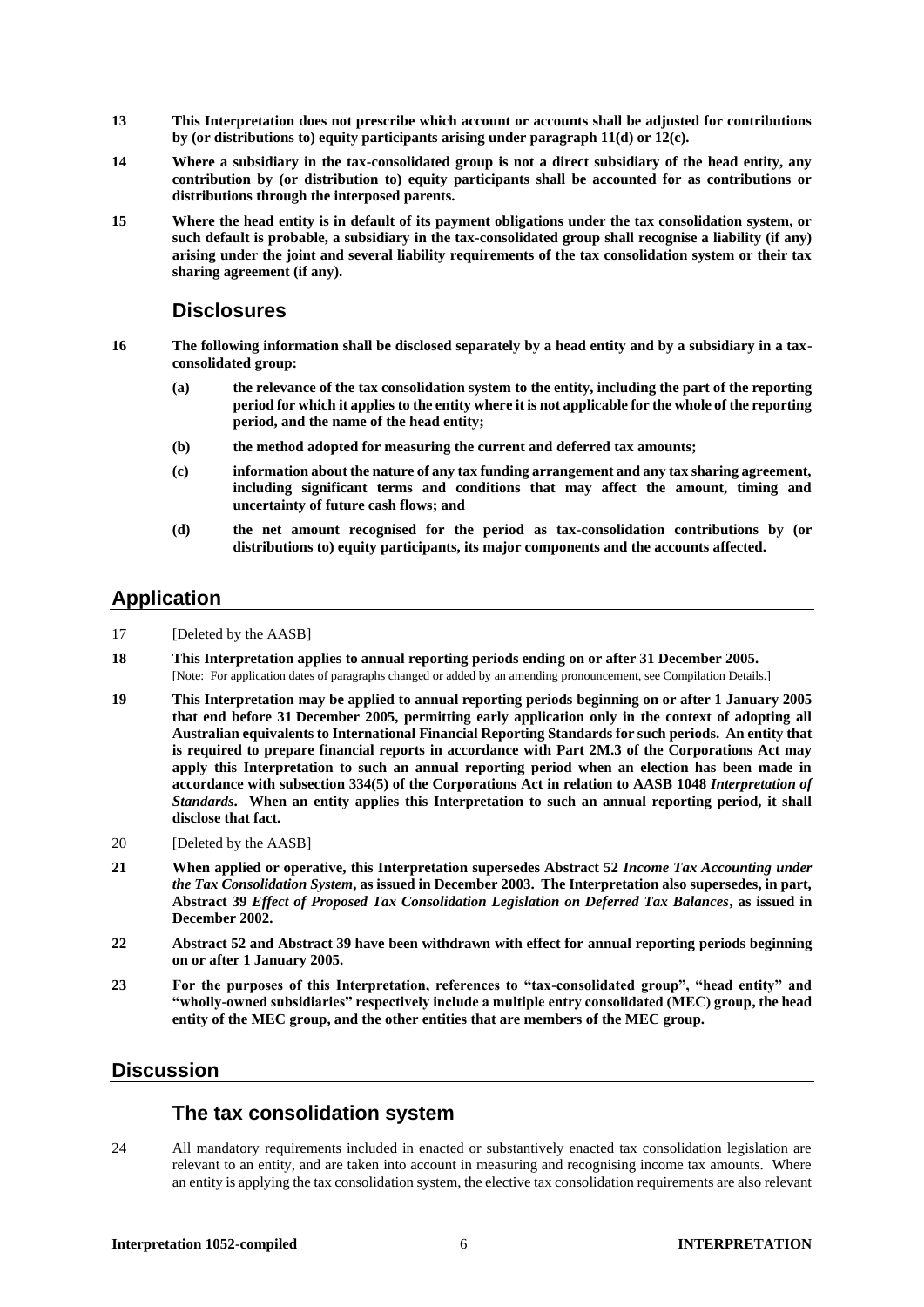**13 This Interpretation does not prescribe which account or accounts shall be adjusted for contributions by (or distributions to) equity participants arising under paragraph 11(d) or 12(c).**

**14 Where a subsidiary in the tax-consolidated group is not a direct subsidiary of the head entity, any contribution by (or distribution to) equity participants shall be accounted for as contributions or distributions through the interposed parents.**

**15 Where the head entity is in default of its payment obligations under the tax consolidation system, or such default is probable, a subsidiary in the tax-consolidated group shall recognise a liability (if any) arising under the joint and several liability requirements of the tax consolidation system or their tax sharing agreement (if any).**

### Disclosures

**16 The following information shall be disclosed separately by a head entity and by a subsidiary in a tax-consolidated group:**

- **(a) the relevance of the tax consolidation system to the entity, including the part of the reporting period for which it applies to the entity where it is not applicable for the whole of the reporting period, and the name of the head entity;**
- **(b) the method adopted for measuring the current and deferred tax amounts;**
- **(c) information about the nature of any tax funding arrangement and any tax sharing agreement, including significant terms and conditions that may affect the amount, timing and uncertainty of future cash flows; and**
- **(d) the net amount recognised for the period as tax-consolidation contributions by (or distributions to) equity participants, its major components and the accounts affected.**

## Application

17 [Deleted by the AASB]

**18 This Interpretation applies to annual reporting periods ending on or after 31 December 2005.**
[Note: For application dates of paragraphs changed or added by an amending pronouncement, see Compilation Details.]

**19 This Interpretation may be applied to annual reporting periods beginning on or after 1 January 2005 that end before 31 December 2005, permitting early application only in the context of adopting all Australian equivalents to International Financial Reporting Standards for such periods. An entity that is required to prepare financial reports in accordance with Part 2M.3 of the Corporations Act may apply this Interpretation to such an annual reporting period when an election has been made in accordance with subsection 334(5) of the Corporations Act in relation to AASB 1048 *Interpretation of Standards*. When an entity applies this Interpretation to such an annual reporting period, it shall disclose that fact.**

20 [Deleted by the AASB]

**21 When applied or operative, this Interpretation supersedes Abstract 52 *Income Tax Accounting under the Tax Consolidation System*, as issued in December 2003. The Interpretation also supersedes, in part, Abstract 39 *Effect of Proposed Tax Consolidation Legislation on Deferred Tax Balances*, as issued in December 2002.**

**22 Abstract 52 and Abstract 39 have been withdrawn with effect for annual reporting periods beginning on or after 1 January 2005.**

**23 For the purposes of this Interpretation, references to "tax-consolidated group", "head entity" and "wholly-owned subsidiaries" respectively include a multiple entry consolidated (MEC) group, the head entity of the MEC group, and the other entities that are members of the MEC group.**

## Discussion

### The tax consolidation system

24 All mandatory requirements included in enacted or substantively enacted tax consolidation legislation are relevant to an entity, and are taken into account in measuring and recognising income tax amounts. Where an entity is applying the tax consolidation system, the elective tax consolidation requirements are also relevant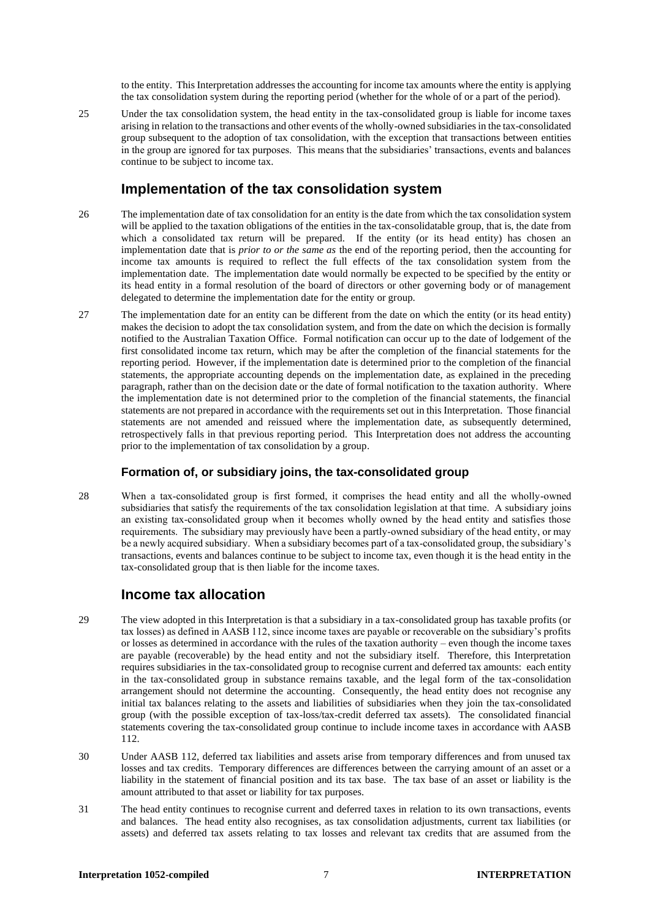to the entity. This Interpretation addresses the accounting for income tax amounts where the entity is applying the tax consolidation system during the reporting period (whether for the whole of or a part of the period).

25 Under the tax consolidation system, the head entity in the tax-consolidated group is liable for income taxes arising in relation to the transactions and other events of the wholly-owned subsidiaries in the tax-consolidated group subsequent to the adoption of tax consolidation, with the exception that transactions between entities in the group are ignored for tax purposes. This means that the subsidiaries' transactions, events and balances continue to be subject to income tax.

## Implementation of the tax consolidation system

26 The implementation date of tax consolidation for an entity is the date from which the tax consolidation system will be applied to the taxation obligations of the entities in the tax-consolidatable group, that is, the date from which a consolidated tax return will be prepared. If the entity (or its head entity) has chosen an implementation date that is *prior to or the same as* the end of the reporting period, then the accounting for income tax amounts is required to reflect the full effects of the tax consolidation system from the implementation date. The implementation date would normally be expected to be specified by the entity or its head entity in a formal resolution of the board of directors or other governing body or of management delegated to determine the implementation date for the entity or group.

27 The implementation date for an entity can be different from the date on which the entity (or its head entity) makes the decision to adopt the tax consolidation system, and from the date on which the decision is formally notified to the Australian Taxation Office. Formal notification can occur up to the date of lodgement of the first consolidated income tax return, which may be after the completion of the financial statements for the reporting period. However, if the implementation date is determined prior to the completion of the financial statements, the appropriate accounting depends on the implementation date, as explained in the preceding paragraph, rather than on the decision date or the date of formal notification to the taxation authority. Where the implementation date is not determined prior to the completion of the financial statements, the financial statements are not prepared in accordance with the requirements set out in this Interpretation. Those financial statements are not amended and reissued where the implementation date, as subsequently determined, retrospectively falls in that previous reporting period. This Interpretation does not address the accounting prior to the implementation of tax consolidation by a group.

### Formation of, or subsidiary joins, the tax-consolidated group

28 When a tax-consolidated group is first formed, it comprises the head entity and all the wholly-owned subsidiaries that satisfy the requirements of the tax consolidation legislation at that time. A subsidiary joins an existing tax-consolidated group when it becomes wholly owned by the head entity and satisfies those requirements. The subsidiary may previously have been a partly-owned subsidiary of the head entity, or may be a newly acquired subsidiary. When a subsidiary becomes part of a tax-consolidated group, the subsidiary's transactions, events and balances continue to be subject to income tax, even though it is the head entity in the tax-consolidated group that is then liable for the income taxes.

## Income tax allocation

29 The view adopted in this Interpretation is that a subsidiary in a tax-consolidated group has taxable profits (or tax losses) as defined in AASB 112, since income taxes are payable or recoverable on the subsidiary's profits or losses as determined in accordance with the rules of the taxation authority – even though the income taxes are payable (recoverable) by the head entity and not the subsidiary itself. Therefore, this Interpretation requires subsidiaries in the tax-consolidated group to recognise current and deferred tax amounts: each entity in the tax-consolidated group in substance remains taxable, and the legal form of the tax-consolidation arrangement should not determine the accounting. Consequently, the head entity does not recognise any initial tax balances relating to the assets and liabilities of subsidiaries when they join the tax-consolidated group (with the possible exception of tax-loss/tax-credit deferred tax assets). The consolidated financial statements covering the tax-consolidated group continue to include income taxes in accordance with AASB 112.

30 Under AASB 112, deferred tax liabilities and assets arise from temporary differences and from unused tax losses and tax credits. Temporary differences are differences between the carrying amount of an asset or a liability in the statement of financial position and its tax base. The tax base of an asset or liability is the amount attributed to that asset or liability for tax purposes.

31 The head entity continues to recognise current and deferred taxes in relation to its own transactions, events and balances. The head entity also recognises, as tax consolidation adjustments, current tax liabilities (or assets) and deferred tax assets relating to tax losses and relevant tax credits that are assumed from the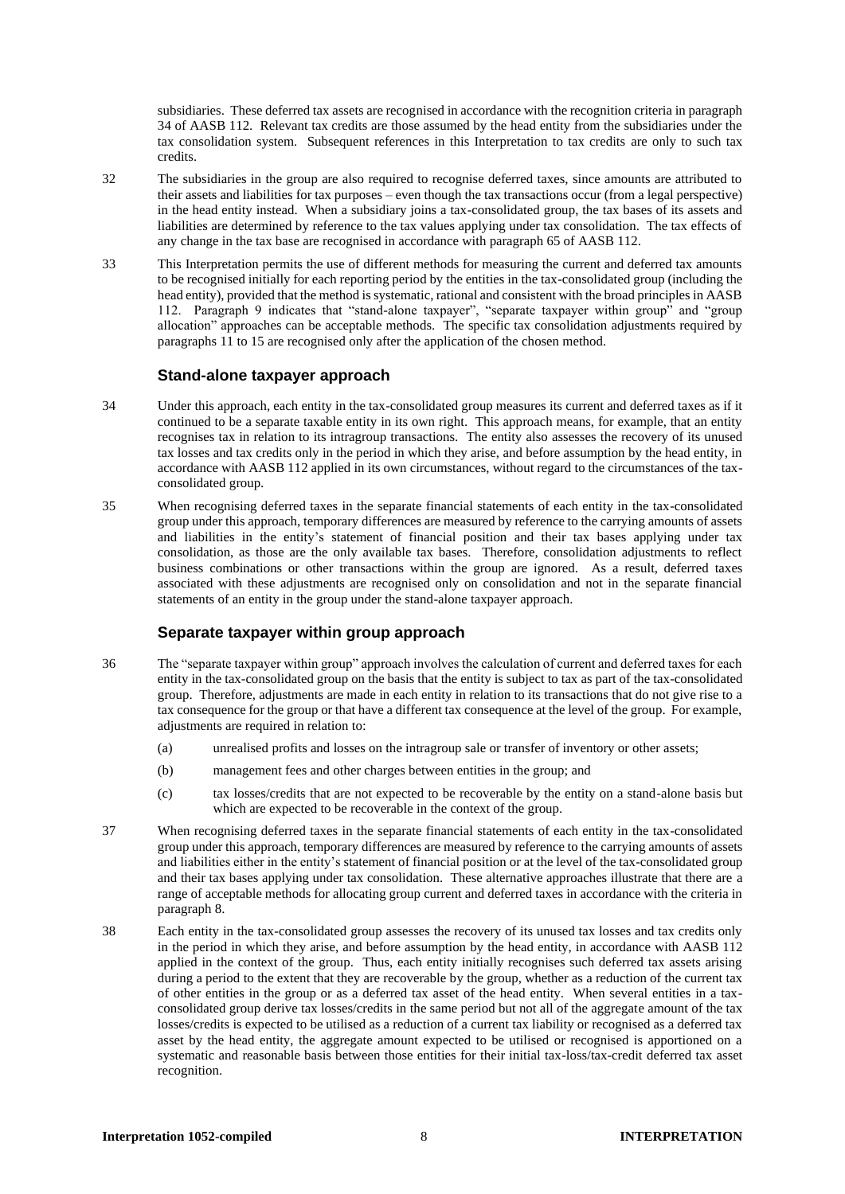subsidiaries. These deferred tax assets are recognised in accordance with the recognition criteria in paragraph 34 of AASB 112. Relevant tax credits are those assumed by the head entity from the subsidiaries under the tax consolidation system. Subsequent references in this Interpretation to tax credits are only to such tax credits.

32 The subsidiaries in the group are also required to recognise deferred taxes, since amounts are attributed to their assets and liabilities for tax purposes – even though the tax transactions occur (from a legal perspective) in the head entity instead. When a subsidiary joins a tax-consolidated group, the tax bases of its assets and liabilities are determined by reference to the tax values applying under tax consolidation. The tax effects of any change in the tax base are recognised in accordance with paragraph 65 of AASB 112.

33 This Interpretation permits the use of different methods for measuring the current and deferred tax amounts to be recognised initially for each reporting period by the entities in the tax-consolidated group (including the head entity), provided that the method is systematic, rational and consistent with the broad principles in AASB 112. Paragraph 9 indicates that "stand-alone taxpayer", "separate taxpayer within group" and "group allocation" approaches can be acceptable methods. The specific tax consolidation adjustments required by paragraphs 11 to 15 are recognised only after the application of the chosen method.

### Stand-alone taxpayer approach

34 Under this approach, each entity in the tax-consolidated group measures its current and deferred taxes as if it continued to be a separate taxable entity in its own right. This approach means, for example, that an entity recognises tax in relation to its intragroup transactions. The entity also assesses the recovery of its unused tax losses and tax credits only in the period in which they arise, and before assumption by the head entity, in accordance with AASB 112 applied in its own circumstances, without regard to the circumstances of the tax-consolidated group.

35 When recognising deferred taxes in the separate financial statements of each entity in the tax-consolidated group under this approach, temporary differences are measured by reference to the carrying amounts of assets and liabilities in the entity's statement of financial position and their tax bases applying under tax consolidation, as those are the only available tax bases. Therefore, consolidation adjustments to reflect business combinations or other transactions within the group are ignored. As a result, deferred taxes associated with these adjustments are recognised only on consolidation and not in the separate financial statements of an entity in the group under the stand-alone taxpayer approach.

### Separate taxpayer within group approach

36 The "separate taxpayer within group" approach involves the calculation of current and deferred taxes for each entity in the tax-consolidated group on the basis that the entity is subject to tax as part of the tax-consolidated group. Therefore, adjustments are made in each entity in relation to its transactions that do not give rise to a tax consequence for the group or that have a different tax consequence at the level of the group. For example, adjustments are required in relation to:

(a) unrealised profits and losses on the intragroup sale or transfer of inventory or other assets;

(b) management fees and other charges between entities in the group; and

(c) tax losses/credits that are not expected to be recoverable by the entity on a stand-alone basis but which are expected to be recoverable in the context of the group.

37 When recognising deferred taxes in the separate financial statements of each entity in the tax-consolidated group under this approach, temporary differences are measured by reference to the carrying amounts of assets and liabilities either in the entity's statement of financial position or at the level of the tax-consolidated group and their tax bases applying under tax consolidation. These alternative approaches illustrate that there are a range of acceptable methods for allocating group current and deferred taxes in accordance with the criteria in paragraph 8.

38 Each entity in the tax-consolidated group assesses the recovery of its unused tax losses and tax credits only in the period in which they arise, and before assumption by the head entity, in accordance with AASB 112 applied in the context of the group. Thus, each entity initially recognises such deferred tax assets arising during a period to the extent that they are recoverable by the group, whether as a reduction of the current tax of other entities in the group or as a deferred tax asset of the head entity. When several entities in a tax-consolidated group derive tax losses/credits in the same period but not all of the aggregate amount of the tax losses/credits is expected to be utilised as a reduction of a current tax liability or recognised as a deferred tax asset by the head entity, the aggregate amount expected to be utilised or recognised is apportioned on a systematic and reasonable basis between those entities for their initial tax-loss/tax-credit deferred tax asset recognition.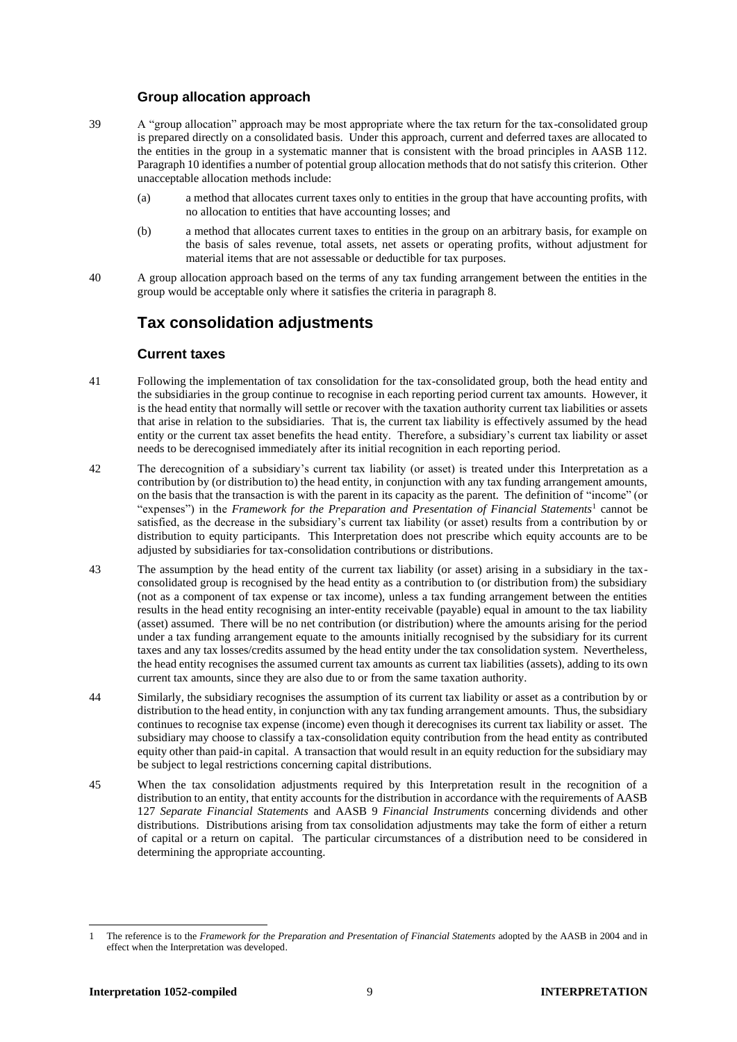### Group allocation approach

39 A "group allocation" approach may be most appropriate where the tax return for the tax-consolidated group is prepared directly on a consolidated basis. Under this approach, current and deferred taxes are allocated to the entities in the group in a systematic manner that is consistent with the broad principles in AASB 112. Paragraph 10 identifies a number of potential group allocation methods that do not satisfy this criterion. Other unacceptable allocation methods include:

(a) a method that allocates current taxes only to entities in the group that have accounting profits, with no allocation to entities that have accounting losses; and

(b) a method that allocates current taxes to entities in the group on an arbitrary basis, for example on the basis of sales revenue, total assets, net assets or operating profits, without adjustment for material items that are not assessable or deductible for tax purposes.

40 A group allocation approach based on the terms of any tax funding arrangement between the entities in the group would be acceptable only where it satisfies the criteria in paragraph 8.

## Tax consolidation adjustments

### Current taxes

41 Following the implementation of tax consolidation for the tax-consolidated group, both the head entity and the subsidiaries in the group continue to recognise in each reporting period current tax amounts. However, it is the head entity that normally will settle or recover with the taxation authority current tax liabilities or assets that arise in relation to the subsidiaries. That is, the current tax liability is effectively assumed by the head entity or the current tax asset benefits the head entity. Therefore, a subsidiary's current tax liability or asset needs to be derecognised immediately after its initial recognition in each reporting period.

42 The derecognition of a subsidiary's current tax liability (or asset) is treated under this Interpretation as a contribution by (or distribution to) the head entity, in conjunction with any tax funding arrangement amounts, on the basis that the transaction is with the parent in its capacity as the parent. The definition of "income" (or "expenses") in the *Framework for the Preparation and Presentation of Financial Statements*[1] cannot be satisfied, as the decrease in the subsidiary's current tax liability (or asset) results from a contribution by or distribution to equity participants. This Interpretation does not prescribe which equity accounts are to be adjusted by subsidiaries for tax-consolidation contributions or distributions.

43 The assumption by the head entity of the current tax liability (or asset) arising in a subsidiary in the tax-consolidated group is recognised by the head entity as a contribution to (or distribution from) the subsidiary (not as a component of tax expense or tax income), unless a tax funding arrangement between the entities results in the head entity recognising an inter-entity receivable (payable) equal in amount to the tax liability (asset) assumed. There will be no net contribution (or distribution) where the amounts arising for the period under a tax funding arrangement equate to the amounts initially recognised by the subsidiary for its current taxes and any tax losses/credits assumed by the head entity under the tax consolidation system. Nevertheless, the head entity recognises the assumed current tax amounts as current tax liabilities (assets), adding to its own current tax amounts, since they are also due to or from the same taxation authority.

44 Similarly, the subsidiary recognises the assumption of its current tax liability or asset as a contribution by or distribution to the head entity, in conjunction with any tax funding arrangement amounts. Thus, the subsidiary continues to recognise tax expense (income) even though it derecognises its current tax liability or asset. The subsidiary may choose to classify a tax-consolidation equity contribution from the head entity as contributed equity other than paid-in capital. A transaction that would result in an equity reduction for the subsidiary may be subject to legal restrictions concerning capital distributions.

45 When the tax consolidation adjustments required by this Interpretation result in the recognition of a distribution to an entity, that entity accounts for the distribution in accordance with the requirements of AASB 127 *Separate Financial Statements* and AASB 9 *Financial Instruments* concerning dividends and other distributions. Distributions arising from tax consolidation adjustments may take the form of either a return of capital or a return on capital. The particular circumstances of a distribution need to be considered in determining the appropriate accounting.

---

1 The reference is to the *Framework for the Preparation and Presentation of Financial Statements* adopted by the AASB in 2004 and in effect when the Interpretation was developed.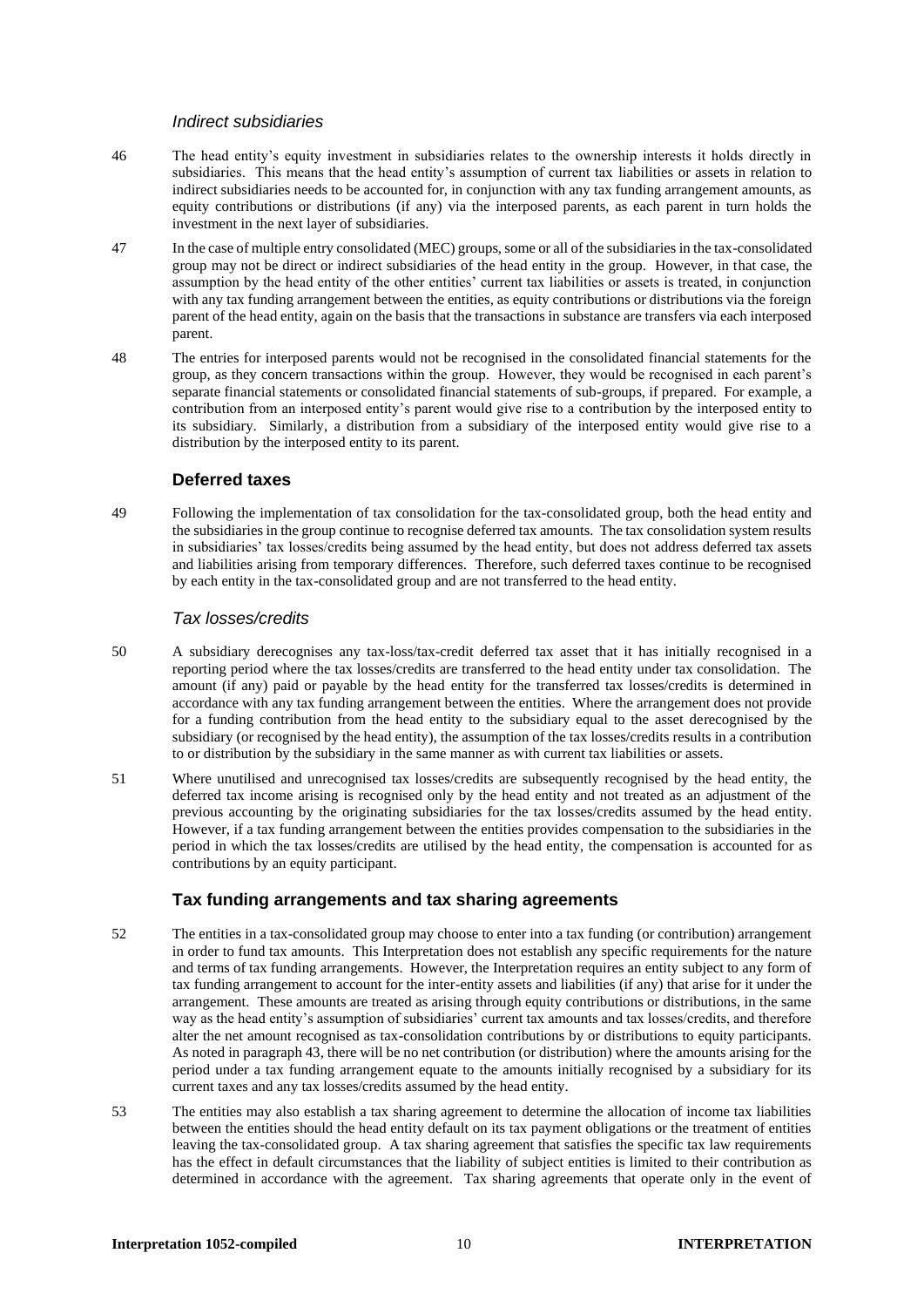### *Indirect subsidiaries*

46 The head entity's equity investment in subsidiaries relates to the ownership interests it holds directly in subsidiaries. This means that the head entity's assumption of current tax liabilities or assets in relation to indirect subsidiaries needs to be accounted for, in conjunction with any tax funding arrangement amounts, as equity contributions or distributions (if any) via the interposed parents, as each parent in turn holds the investment in the next layer of subsidiaries.

47 In the case of multiple entry consolidated (MEC) groups, some or all of the subsidiaries in the tax-consolidated group may not be direct or indirect subsidiaries of the head entity in the group. However, in that case, the assumption by the head entity of the other entities' current tax liabilities or assets is treated, in conjunction with any tax funding arrangement between the entities, as equity contributions or distributions via the foreign parent of the head entity, again on the basis that the transactions in substance are transfers via each interposed parent.

48 The entries for interposed parents would not be recognised in the consolidated financial statements for the group, as they concern transactions within the group. However, they would be recognised in each parent's separate financial statements or consolidated financial statements of sub-groups, if prepared. For example, a contribution from an interposed entity's parent would give rise to a contribution by the interposed entity to its subsidiary. Similarly, a distribution from a subsidiary of the interposed entity would give rise to a distribution by the interposed entity to its parent.

## **Deferred taxes**

49 Following the implementation of tax consolidation for the tax-consolidated group, both the head entity and the subsidiaries in the group continue to recognise deferred tax amounts. The tax consolidation system results in subsidiaries' tax losses/credits being assumed by the head entity, but does not address deferred tax assets and liabilities arising from temporary differences. Therefore, such deferred taxes continue to be recognised by each entity in the tax-consolidated group and are not transferred to the head entity.

### *Tax losses/credits*

50 A subsidiary derecognises any tax-loss/tax-credit deferred tax asset that it has initially recognised in a reporting period where the tax losses/credits are transferred to the head entity under tax consolidation. The amount (if any) paid or payable by the head entity for the transferred tax losses/credits is determined in accordance with any tax funding arrangement between the entities. Where the arrangement does not provide for a funding contribution from the head entity to the subsidiary equal to the asset derecognised by the subsidiary (or recognised by the head entity), the assumption of the tax losses/credits results in a contribution to or distribution by the subsidiary in the same manner as with current tax liabilities or assets.

51 Where unutilised and unrecognised tax losses/credits are subsequently recognised by the head entity, the deferred tax income arising is recognised only by the head entity and not treated as an adjustment of the previous accounting by the originating subsidiaries for the tax losses/credits assumed by the head entity. However, if a tax funding arrangement between the entities provides compensation to the subsidiaries in the period in which the tax losses/credits are utilised by the head entity, the compensation is accounted for as contributions by an equity participant.

## **Tax funding arrangements and tax sharing agreements**

52 The entities in a tax-consolidated group may choose to enter into a tax funding (or contribution) arrangement in order to fund tax amounts. This Interpretation does not establish any specific requirements for the nature and terms of tax funding arrangements. However, the Interpretation requires an entity subject to any form of tax funding arrangement to account for the inter-entity assets and liabilities (if any) that arise for it under the arrangement. These amounts are treated as arising through equity contributions or distributions, in the same way as the head entity's assumption of subsidiaries' current tax amounts and tax losses/credits, and therefore alter the net amount recognised as tax-consolidation contributions by or distributions to equity participants. As noted in paragraph 43, there will be no net contribution (or distribution) where the amounts arising for the period under a tax funding arrangement equate to the amounts initially recognised by a subsidiary for its current taxes and any tax losses/credits assumed by the head entity.

53 The entities may also establish a tax sharing agreement to determine the allocation of income tax liabilities between the entities should the head entity default on its tax payment obligations or the treatment of entities leaving the tax-consolidated group. A tax sharing agreement that satisfies the specific tax law requirements has the effect in default circumstances that the liability of subject entities is limited to their contribution as determined in accordance with the agreement. Tax sharing agreements that operate only in the event of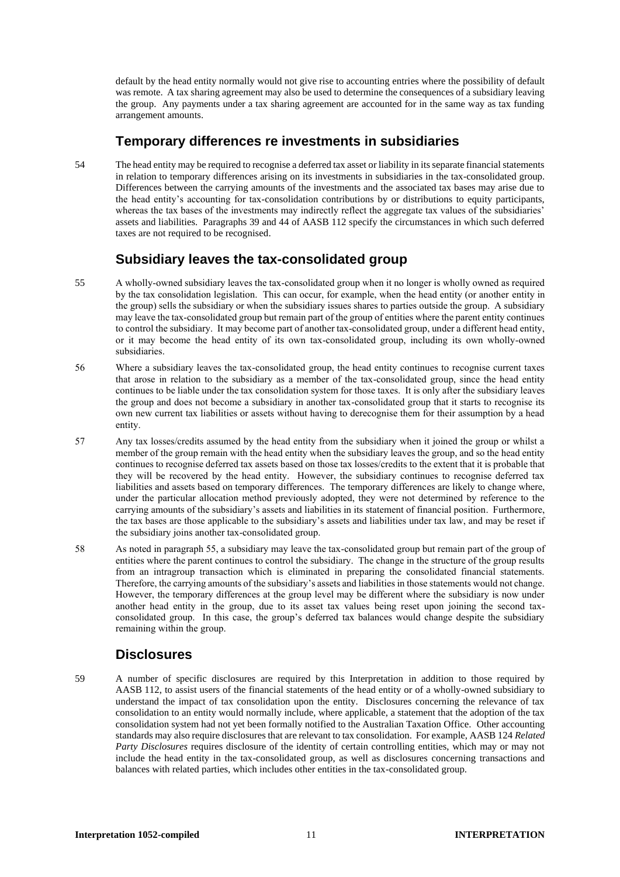default by the head entity normally would not give rise to accounting entries where the possibility of default was remote. A tax sharing agreement may also be used to determine the consequences of a subsidiary leaving the group. Any payments under a tax sharing agreement are accounted for in the same way as tax funding arrangement amounts.

## Temporary differences re investments in subsidiaries

54 The head entity may be required to recognise a deferred tax asset or liability in its separate financial statements in relation to temporary differences arising on its investments in subsidiaries in the tax-consolidated group. Differences between the carrying amounts of the investments and the associated tax bases may arise due to the head entity's accounting for tax-consolidation contributions by or distributions to equity participants, whereas the tax bases of the investments may indirectly reflect the aggregate tax values of the subsidiaries' assets and liabilities. Paragraphs 39 and 44 of AASB 112 specify the circumstances in which such deferred taxes are not required to be recognised.

## Subsidiary leaves the tax-consolidated group

55 A wholly-owned subsidiary leaves the tax-consolidated group when it no longer is wholly owned as required by the tax consolidation legislation. This can occur, for example, when the head entity (or another entity in the group) sells the subsidiary or when the subsidiary issues shares to parties outside the group. A subsidiary may leave the tax-consolidated group but remain part of the group of entities where the parent entity continues to control the subsidiary. It may become part of another tax-consolidated group, under a different head entity, or it may become the head entity of its own tax-consolidated group, including its own wholly-owned subsidiaries.

56 Where a subsidiary leaves the tax-consolidated group, the head entity continues to recognise current taxes that arose in relation to the subsidiary as a member of the tax-consolidated group, since the head entity continues to be liable under the tax consolidation system for those taxes. It is only after the subsidiary leaves the group and does not become a subsidiary in another tax-consolidated group that it starts to recognise its own new current tax liabilities or assets without having to derecognise them for their assumption by a head entity.

57 Any tax losses/credits assumed by the head entity from the subsidiary when it joined the group or whilst a member of the group remain with the head entity when the subsidiary leaves the group, and so the head entity continues to recognise deferred tax assets based on those tax losses/credits to the extent that it is probable that they will be recovered by the head entity. However, the subsidiary continues to recognise deferred tax liabilities and assets based on temporary differences. The temporary differences are likely to change where, under the particular allocation method previously adopted, they were not determined by reference to the carrying amounts of the subsidiary's assets and liabilities in its statement of financial position. Furthermore, the tax bases are those applicable to the subsidiary's assets and liabilities under tax law, and may be reset if the subsidiary joins another tax-consolidated group.

58 As noted in paragraph 55, a subsidiary may leave the tax-consolidated group but remain part of the group of entities where the parent continues to control the subsidiary. The change in the structure of the group results from an intragroup transaction which is eliminated in preparing the consolidated financial statements. Therefore, the carrying amounts of the subsidiary's assets and liabilities in those statements would not change. However, the temporary differences at the group level may be different where the subsidiary is now under another head entity in the group, due to its asset tax values being reset upon joining the second tax-consolidated group. In this case, the group's deferred tax balances would change despite the subsidiary remaining within the group.

## Disclosures

59 A number of specific disclosures are required by this Interpretation in addition to those required by AASB 112, to assist users of the financial statements of the head entity or of a wholly-owned subsidiary to understand the impact of tax consolidation upon the entity. Disclosures concerning the relevance of tax consolidation to an entity would normally include, where applicable, a statement that the adoption of the tax consolidation system had not yet been formally notified to the Australian Taxation Office. Other accounting standards may also require disclosures that are relevant to tax consolidation. For example, AASB 124 *Related Party Disclosures* requires disclosure of the identity of certain controlling entities, which may or may not include the head entity in the tax-consolidated group, as well as disclosures concerning transactions and balances with related parties, which includes other entities in the tax-consolidated group.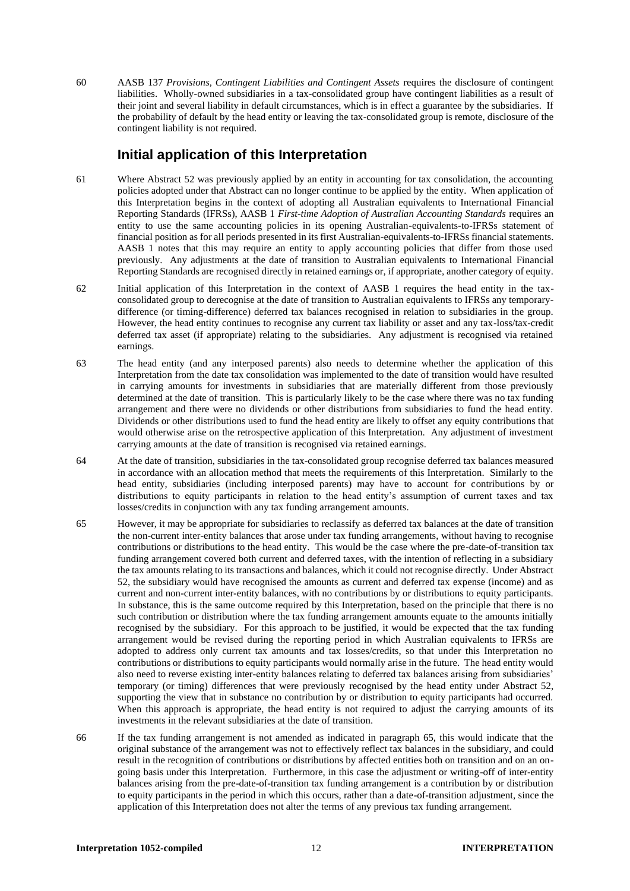60 AASB 137 *Provisions, Contingent Liabilities and Contingent Assets* requires the disclosure of contingent liabilities. Wholly-owned subsidiaries in a tax-consolidated group have contingent liabilities as a result of their joint and several liability in default circumstances, which is in effect a guarantee by the subsidiaries. If the probability of default by the head entity or leaving the tax-consolidated group is remote, disclosure of the contingent liability is not required.

## Initial application of this Interpretation

61 Where Abstract 52 was previously applied by an entity in accounting for tax consolidation, the accounting policies adopted under that Abstract can no longer continue to be applied by the entity. When application of this Interpretation begins in the context of adopting all Australian equivalents to International Financial Reporting Standards (IFRSs), AASB 1 *First-time Adoption of Australian Accounting Standards* requires an entity to use the same accounting policies in its opening Australian-equivalents-to-IFRSs statement of financial position as for all periods presented in its first Australian-equivalents-to-IFRSs financial statements. AASB 1 notes that this may require an entity to apply accounting policies that differ from those used previously. Any adjustments at the date of transition to Australian equivalents to International Financial Reporting Standards are recognised directly in retained earnings or, if appropriate, another category of equity.

62 Initial application of this Interpretation in the context of AASB 1 requires the head entity in the tax-consolidated group to derecognise at the date of transition to Australian equivalents to IFRSs any temporary-difference (or timing-difference) deferred tax balances recognised in relation to subsidiaries in the group. However, the head entity continues to recognise any current tax liability or asset and any tax-loss/tax-credit deferred tax asset (if appropriate) relating to the subsidiaries. Any adjustment is recognised via retained earnings.

63 The head entity (and any interposed parents) also needs to determine whether the application of this Interpretation from the date tax consolidation was implemented to the date of transition would have resulted in carrying amounts for investments in subsidiaries that are materially different from those previously determined at the date of transition. This is particularly likely to be the case where there was no tax funding arrangement and there were no dividends or other distributions from subsidiaries to fund the head entity. Dividends or other distributions used to fund the head entity are likely to offset any equity contributions that would otherwise arise on the retrospective application of this Interpretation. Any adjustment of investment carrying amounts at the date of transition is recognised via retained earnings.

64 At the date of transition, subsidiaries in the tax-consolidated group recognise deferred tax balances measured in accordance with an allocation method that meets the requirements of this Interpretation. Similarly to the head entity, subsidiaries (including interposed parents) may have to account for contributions by or distributions to equity participants in relation to the head entity's assumption of current taxes and tax losses/credits in conjunction with any tax funding arrangement amounts.

65 However, it may be appropriate for subsidiaries to reclassify as deferred tax balances at the date of transition the non-current inter-entity balances that arose under tax funding arrangements, without having to recognise contributions or distributions to the head entity. This would be the case where the pre-date-of-transition tax funding arrangement covered both current and deferred taxes, with the intention of reflecting in a subsidiary the tax amounts relating to its transactions and balances, which it could not recognise directly. Under Abstract 52, the subsidiary would have recognised the amounts as current and deferred tax expense (income) and as current and non-current inter-entity balances, with no contributions by or distributions to equity participants. In substance, this is the same outcome required by this Interpretation, based on the principle that there is no such contribution or distribution where the tax funding arrangement amounts equate to the amounts initially recognised by the subsidiary. For this approach to be justified, it would be expected that the tax funding arrangement would be revised during the reporting period in which Australian equivalents to IFRSs are adopted to address only current tax amounts and tax losses/credits, so that under this Interpretation no contributions or distributions to equity participants would normally arise in the future. The head entity would also need to reverse existing inter-entity balances relating to deferred tax balances arising from subsidiaries' temporary (or timing) differences that were previously recognised by the head entity under Abstract 52, supporting the view that in substance no contribution by or distribution to equity participants had occurred. When this approach is appropriate, the head entity is not required to adjust the carrying amounts of its investments in the relevant subsidiaries at the date of transition.

66 If the tax funding arrangement is not amended as indicated in paragraph 65, this would indicate that the original substance of the arrangement was not to effectively reflect tax balances in the subsidiary, and could result in the recognition of contributions or distributions by affected entities both on transition and on an on-going basis under this Interpretation. Furthermore, in this case the adjustment or writing-off of inter-entity balances arising from the pre-date-of-transition tax funding arrangement is a contribution by or distribution to equity participants in the period in which this occurs, rather than a date-of-transition adjustment, since the application of this Interpretation does not alter the terms of any previous tax funding arrangement.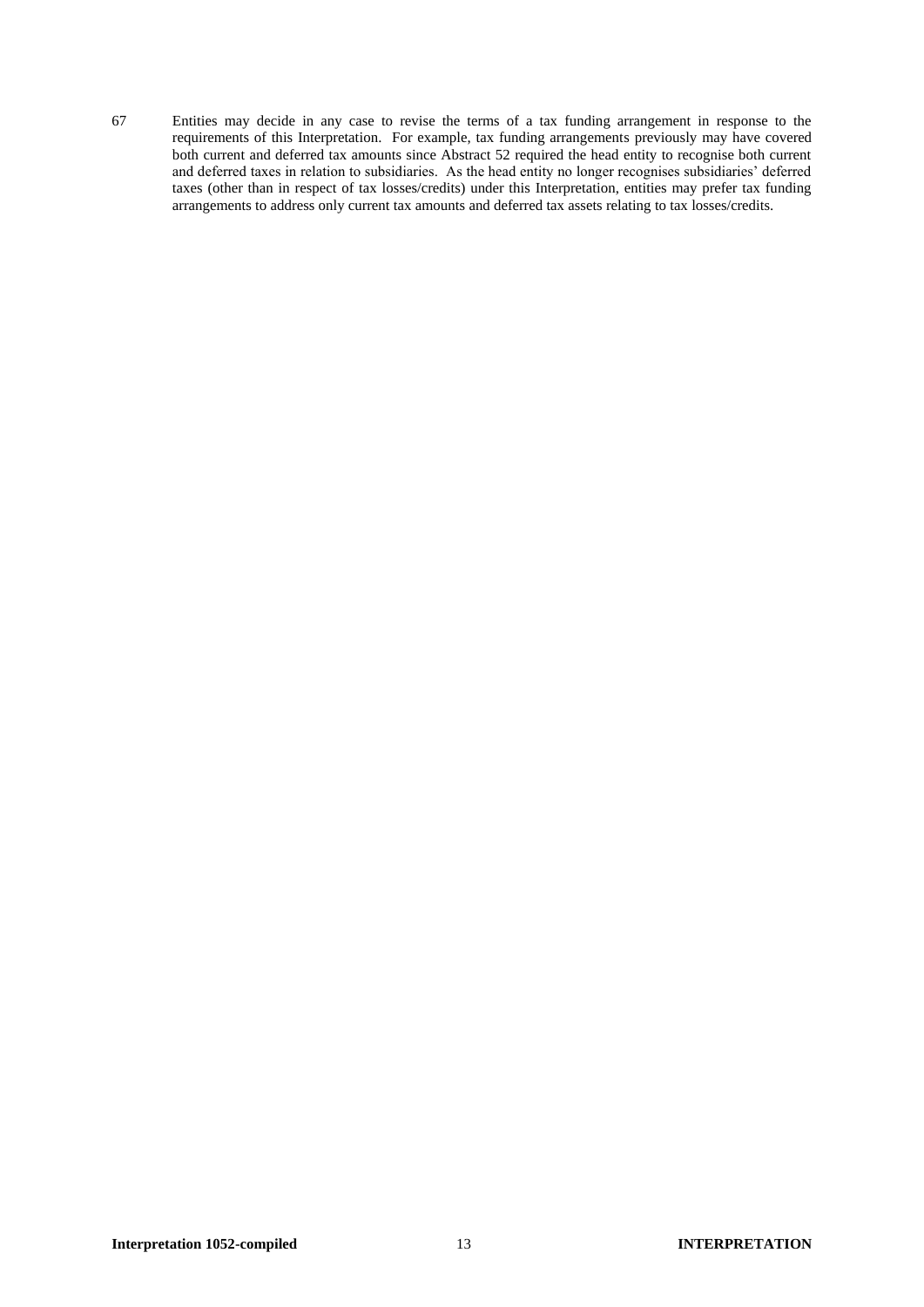67 Entities may decide in any case to revise the terms of a tax funding arrangement in response to the requirements of this Interpretation. For example, tax funding arrangements previously may have covered both current and deferred tax amounts since Abstract 52 required the head entity to recognise both current and deferred taxes in relation to subsidiaries. As the head entity no longer recognises subsidiaries' deferred taxes (other than in respect of tax losses/credits) under this Interpretation, entities may prefer tax funding arrangements to address only current tax amounts and deferred tax assets relating to tax losses/credits.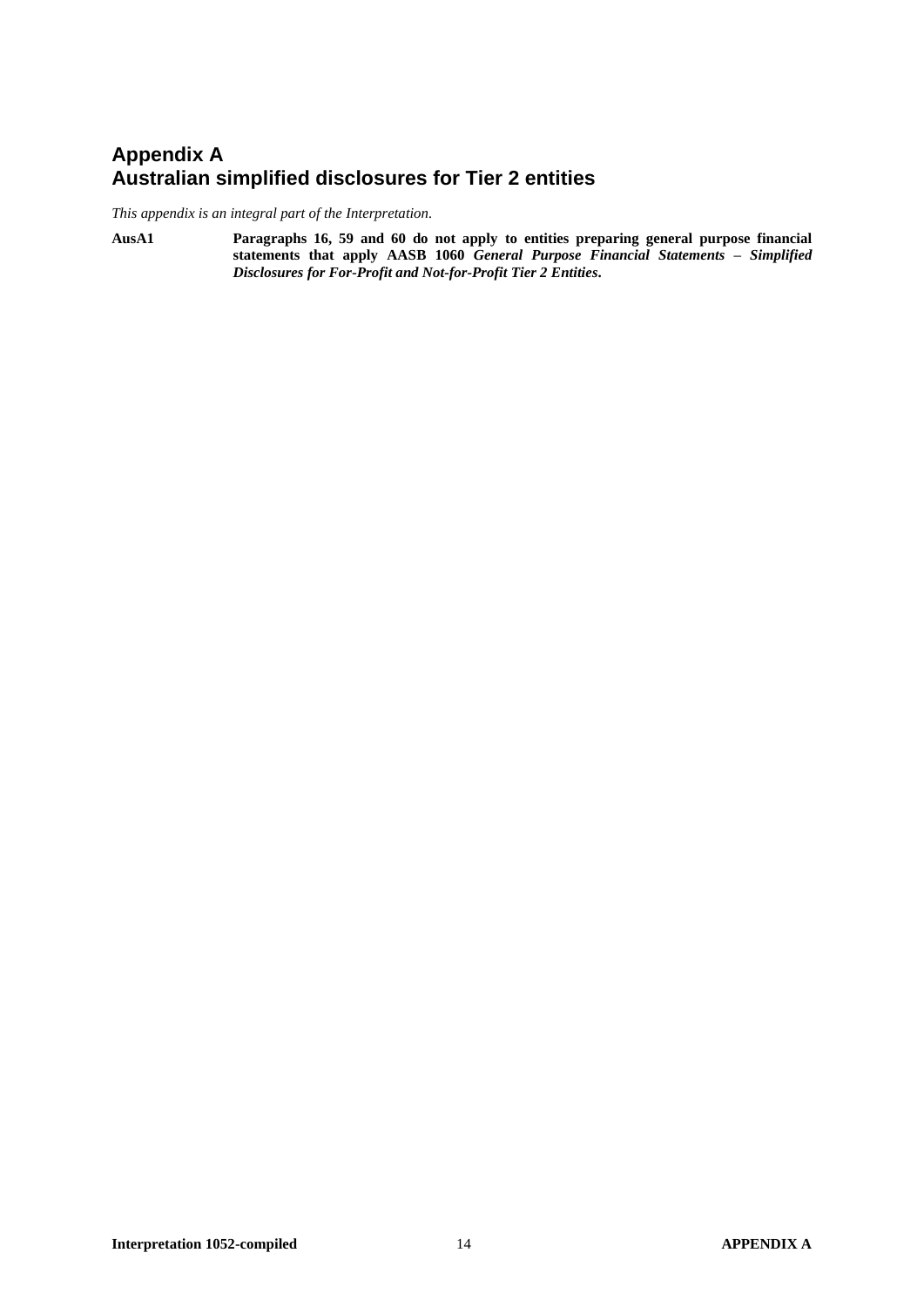# Appendix A
# Australian simplified disclosures for Tier 2 entities

*This appendix is an integral part of the Interpretation.*

**AusA1** **Paragraphs 16, 59 and 60 do not apply to entities preparing general purpose financial statements that apply AASB 1060** ***General Purpose Financial Statements – Simplified Disclosures for For-Profit and Not-for-Profit Tier 2 Entities*****.**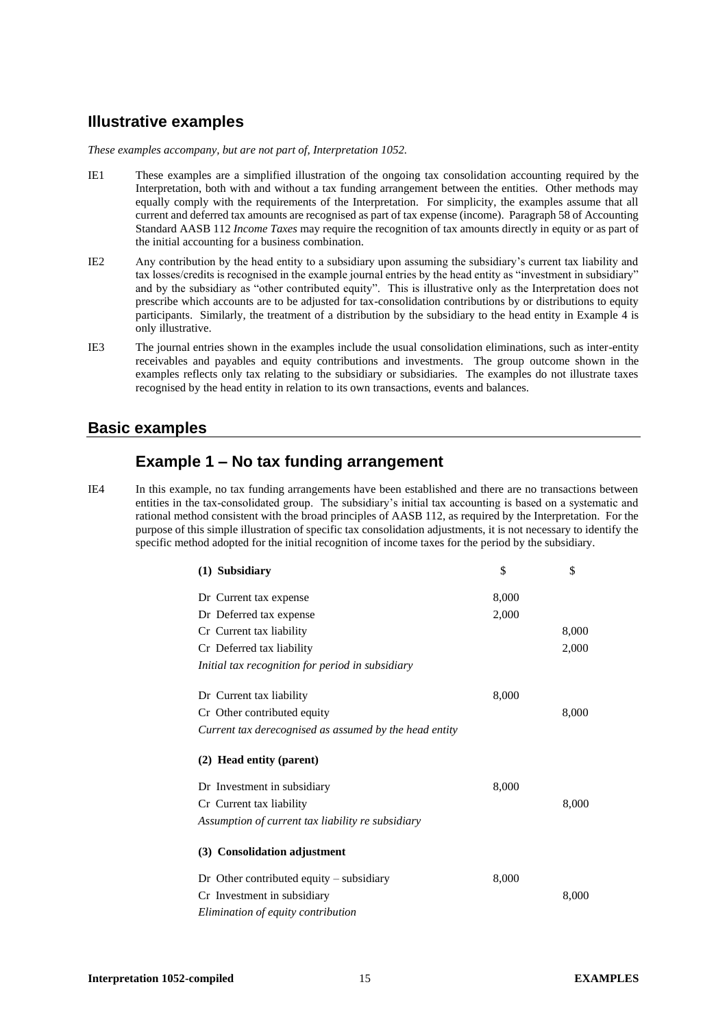## Illustrative examples

*These examples accompany, but are not part of, Interpretation 1052.*

IE1 These examples are a simplified illustration of the ongoing tax consolidation accounting required by the Interpretation, both with and without a tax funding arrangement between the entities. Other methods may equally comply with the requirements of the Interpretation. For simplicity, the examples assume that all current and deferred tax amounts are recognised as part of tax expense (income). Paragraph 58 of Accounting Standard AASB 112 *Income Taxes* may require the recognition of tax amounts directly in equity or as part of the initial accounting for a business combination.

IE2 Any contribution by the head entity to a subsidiary upon assuming the subsidiary's current tax liability and tax losses/credits is recognised in the example journal entries by the head entity as "investment in subsidiary" and by the subsidiary as "other contributed equity". This is illustrative only as the Interpretation does not prescribe which accounts are to be adjusted for tax-consolidation contributions by or distributions to equity participants. Similarly, the treatment of a distribution by the subsidiary to the head entity in Example 4 is only illustrative.

IE3 The journal entries shown in the examples include the usual consolidation eliminations, such as inter-entity receivables and payables and equity contributions and investments. The group outcome shown in the examples reflects only tax relating to the subsidiary or subsidiaries. The examples do not illustrate taxes recognised by the head entity in relation to its own transactions, events and balances.

## Basic examples

### Example 1 – No tax funding arrangement

IE4 In this example, no tax funding arrangements have been established and there are no transactions between entities in the tax-consolidated group. The subsidiary's initial tax accounting is based on a systematic and rational method consistent with the broad principles of AASB 112, as required by the Interpretation. For the purpose of this simple illustration of specific tax consolidation adjustments, it is not necessary to identify the specific method adopted for the initial recognition of income taxes for the period by the subsidiary.

| **(1) Subsidiary** | \$ | \$ |
|---|---|---|
| Dr Current tax expense | 8,000 | |
| Dr Deferred tax expense | 2,000 | |
| Cr Current tax liability | | 8,000 |
| Cr Deferred tax liability | | 2,000 |
| *Initial tax recognition for period in subsidiary* | | |
| Dr Current tax liability | 8,000 | |
| Cr Other contributed equity | | 8,000 |
| *Current tax derecognised as assumed by the head entity* | | |
| **(2) Head entity (parent)** | | |
| Dr Investment in subsidiary | 8,000 | |
| Cr Current tax liability | | 8,000 |
| *Assumption of current tax liability re subsidiary* | | |
| **(3) Consolidation adjustment** | | |
| Dr Other contributed equity – subsidiary | 8,000 | |
| Cr Investment in subsidiary | | 8,000 |
| *Elimination of equity contribution* | | |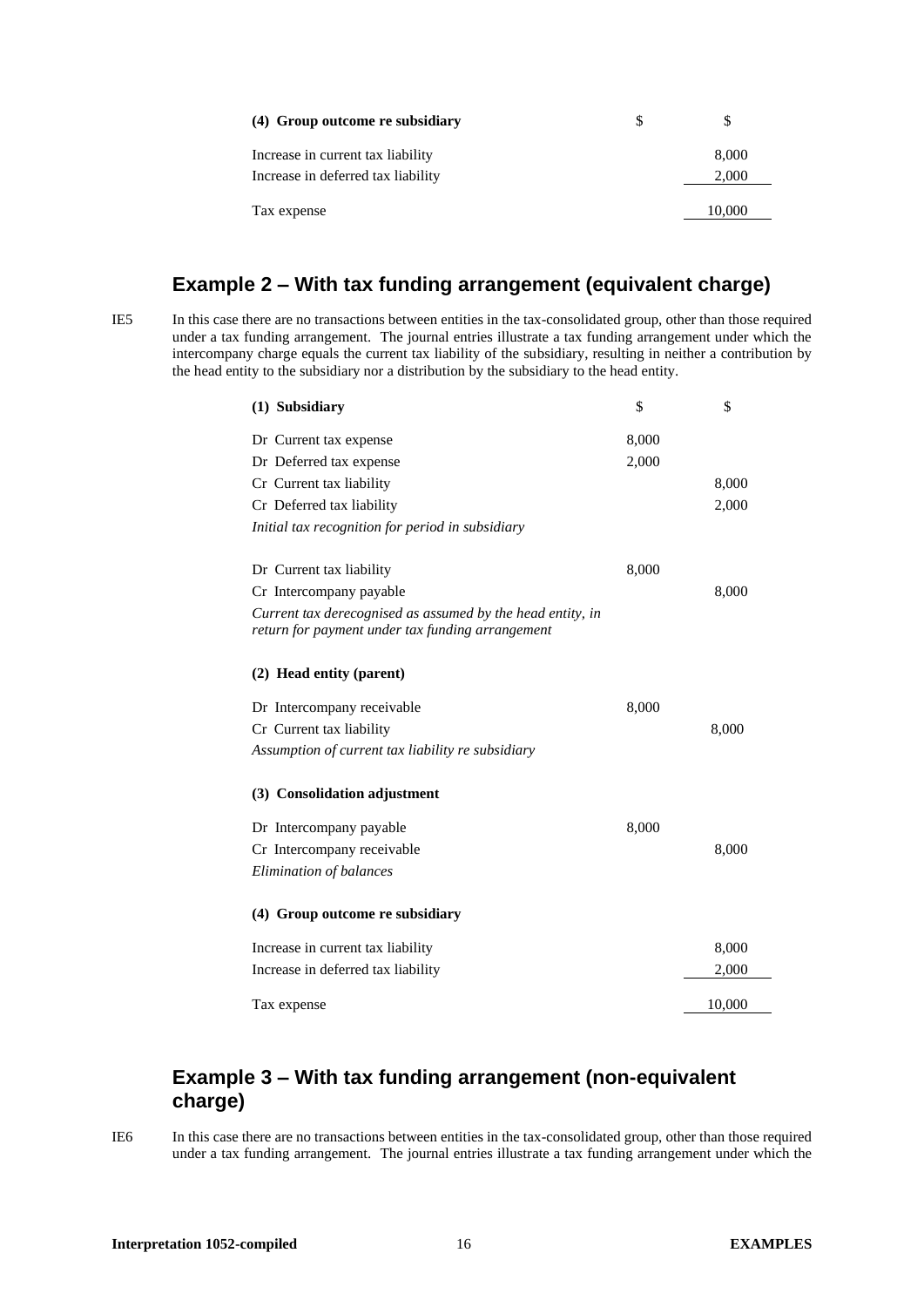| (4) Group outcome re subsidiary | $ | $ |
| --- | --- | --- |
| Increase in current tax liability | | 8,000 |
| Increase in deferred tax liability | | 2,000 |
| Tax expense | | 10,000 |

## Example 2 – With tax funding arrangement (equivalent charge)

IE5 In this case there are no transactions between entities in the tax-consolidated group, other than those required under a tax funding arrangement. The journal entries illustrate a tax funding arrangement under which the intercompany charge equals the current tax liability of the subsidiary, resulting in neither a contribution by the head entity to the subsidiary nor a distribution by the subsidiary to the head entity.

| (1) Subsidiary | $ | $ |
| --- | --- | --- |
| Dr Current tax expense | 8,000 | |
| Dr Deferred tax expense | 2,000 | |
| Cr Current tax liability | | 8,000 |
| Cr Deferred tax liability | | 2,000 |
| *Initial tax recognition for period in subsidiary* | | |
| Dr Current tax liability | 8,000 | |
| Cr Intercompany payable | | 8,000 |
| *Current tax derecognised as assumed by the head entity, in return for payment under tax funding arrangement* | | |
| **(2) Head entity (parent)** | | |
| Dr Intercompany receivable | 8,000 | |
| Cr Current tax liability | | 8,000 |
| *Assumption of current tax liability re subsidiary* | | |
| **(3) Consolidation adjustment** | | |
| Dr Intercompany payable | 8,000 | |
| Cr Intercompany receivable | | 8,000 |
| *Elimination of balances* | | |
| **(4) Group outcome re subsidiary** | | |
| Increase in current tax liability | | 8,000 |
| Increase in deferred tax liability | | 2,000 |
| Tax expense | | 10,000 |

## Example 3 – With tax funding arrangement (non-equivalent charge)

IE6 In this case there are no transactions between entities in the tax-consolidated group, other than those required under a tax funding arrangement. The journal entries illustrate a tax funding arrangement under which the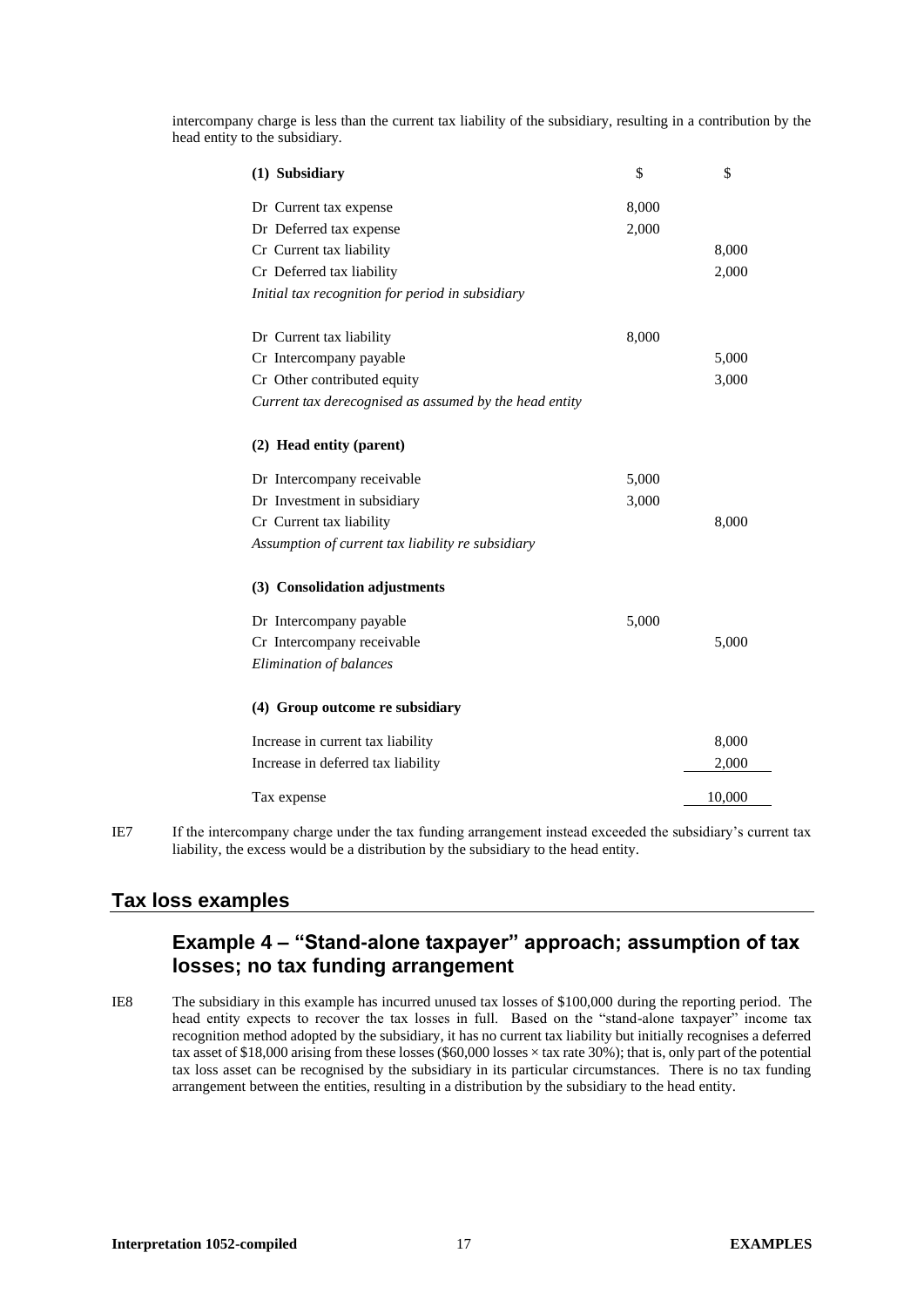intercompany charge is less than the current tax liability of the subsidiary, resulting in a contribution by the head entity to the subsidiary.

| **(1) Subsidiary** | $ | $ |
|---|---|---|
| Dr Current tax expense | 8,000 | |
| Dr Deferred tax expense | 2,000 | |
| Cr Current tax liability | | 8,000 |
| Cr Deferred tax liability | | 2,000 |
| *Initial tax recognition for period in subsidiary* | | |
| | | |
| Dr Current tax liability | 8,000 | |
| Cr Intercompany payable | | 5,000 |
| Cr Other contributed equity | | 3,000 |
| *Current tax derecognised as assumed by the head entity* | | |
| | | |
| **(2) Head entity (parent)** | | |
| Dr Intercompany receivable | 5,000 | |
| Dr Investment in subsidiary | 3,000 | |
| Cr Current tax liability | | 8,000 |
| *Assumption of current tax liability re subsidiary* | | |
| | | |
| **(3) Consolidation adjustments** | | |
| Dr Intercompany payable | 5,000 | |
| Cr Intercompany receivable | | 5,000 |
| *Elimination of balances* | | |
| | | |
| **(4) Group outcome re subsidiary** | | |
| Increase in current tax liability | | 8,000 |
| Increase in deferred tax liability | | 2,000 |
| Tax expense | | 10,000 |

IE7 If the intercompany charge under the tax funding arrangement instead exceeded the subsidiary's current tax liability, the excess would be a distribution by the subsidiary to the head entity.

## Tax loss examples

### Example 4 – "Stand-alone taxpayer" approach; assumption of tax losses; no tax funding arrangement

IE8 The subsidiary in this example has incurred unused tax losses of $100,000 during the reporting period. The head entity expects to recover the tax losses in full. Based on the "stand-alone taxpayer" income tax recognition method adopted by the subsidiary, it has no current tax liability but initially recognises a deferred tax asset of $18,000 arising from these losses ($60,000 losses × tax rate 30%); that is, only part of the potential tax loss asset can be recognised by the subsidiary in its particular circumstances. There is no tax funding arrangement between the entities, resulting in a distribution by the subsidiary to the head entity.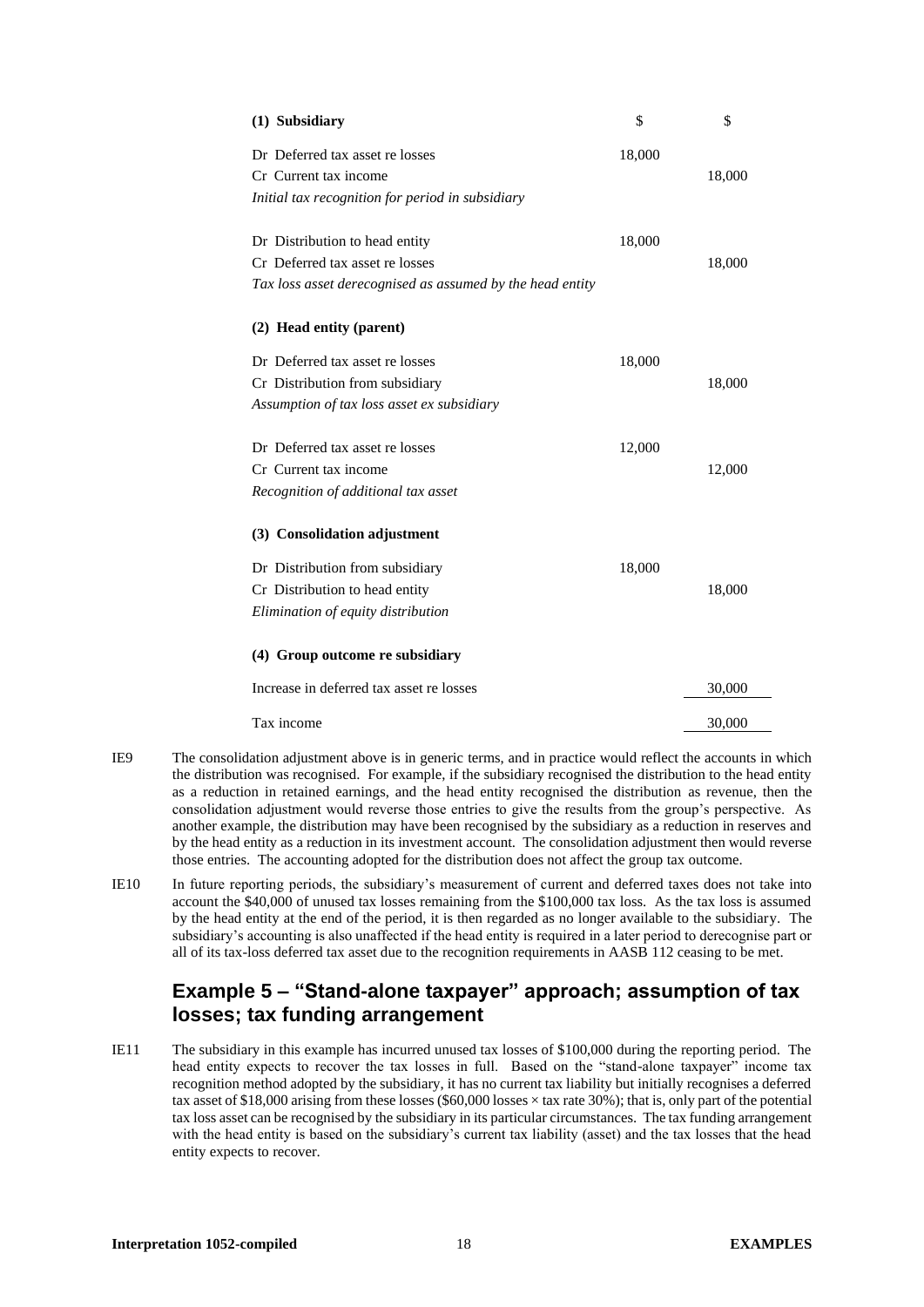| | $ | $ |
|---|---|---|
| **(1) Subsidiary** | | |
| Dr Deferred tax asset re losses | 18,000 | |
| Cr Current tax income | | 18,000 |
| *Initial tax recognition for period in subsidiary* | | |
| | | |
| Dr Distribution to head entity | 18,000 | |
| Cr Deferred tax asset re losses | | 18,000 |
| *Tax loss asset derecognised as assumed by the head entity* | | |
| | | |
| **(2) Head entity (parent)** | | |
| Dr Deferred tax asset re losses | 18,000 | |
| Cr Distribution from subsidiary | | 18,000 |
| *Assumption of tax loss asset ex subsidiary* | | |
| | | |
| Dr Deferred tax asset re losses | 12,000 | |
| Cr Current tax income | | 12,000 |
| *Recognition of additional tax asset* | | |
| | | |
| **(3) Consolidation adjustment** | | |
| Dr Distribution from subsidiary | 18,000 | |
| Cr Distribution to head entity | | 18,000 |
| *Elimination of equity distribution* | | |
| | | |
| **(4) Group outcome re subsidiary** | | |
| Increase in deferred tax asset re losses | | 30,000 |
| Tax income | | 30,000 |

IE9 The consolidation adjustment above is in generic terms, and in practice would reflect the accounts in which the distribution was recognised. For example, if the subsidiary recognised the distribution to the head entity as a reduction in retained earnings, and the head entity recognised the distribution as revenue, then the consolidation adjustment would reverse those entries to give the results from the group's perspective. As another example, the distribution may have been recognised by the subsidiary as a reduction in reserves and by the head entity as a reduction in its investment account. The consolidation adjustment then would reverse those entries. The accounting adopted for the distribution does not affect the group tax outcome.

IE10 In future reporting periods, the subsidiary's measurement of current and deferred taxes does not take into account the $40,000 of unused tax losses remaining from the $100,000 tax loss. As the tax loss is assumed by the head entity at the end of the period, it is then regarded as no longer available to the subsidiary. The subsidiary's accounting is also unaffected if the head entity is required in a later period to derecognise part or all of its tax-loss deferred tax asset due to the recognition requirements in AASB 112 ceasing to be met.

## Example 5 – "Stand-alone taxpayer" approach; assumption of tax losses; tax funding arrangement

IE11 The subsidiary in this example has incurred unused tax losses of $100,000 during the reporting period. The head entity expects to recover the tax losses in full. Based on the "stand-alone taxpayer" income tax recognition method adopted by the subsidiary, it has no current tax liability but initially recognises a deferred tax asset of $18,000 arising from these losses ($60,000 losses × tax rate 30%); that is, only part of the potential tax loss asset can be recognised by the subsidiary in its particular circumstances. The tax funding arrangement with the head entity is based on the subsidiary's current tax liability (asset) and the tax losses that the head entity expects to recover.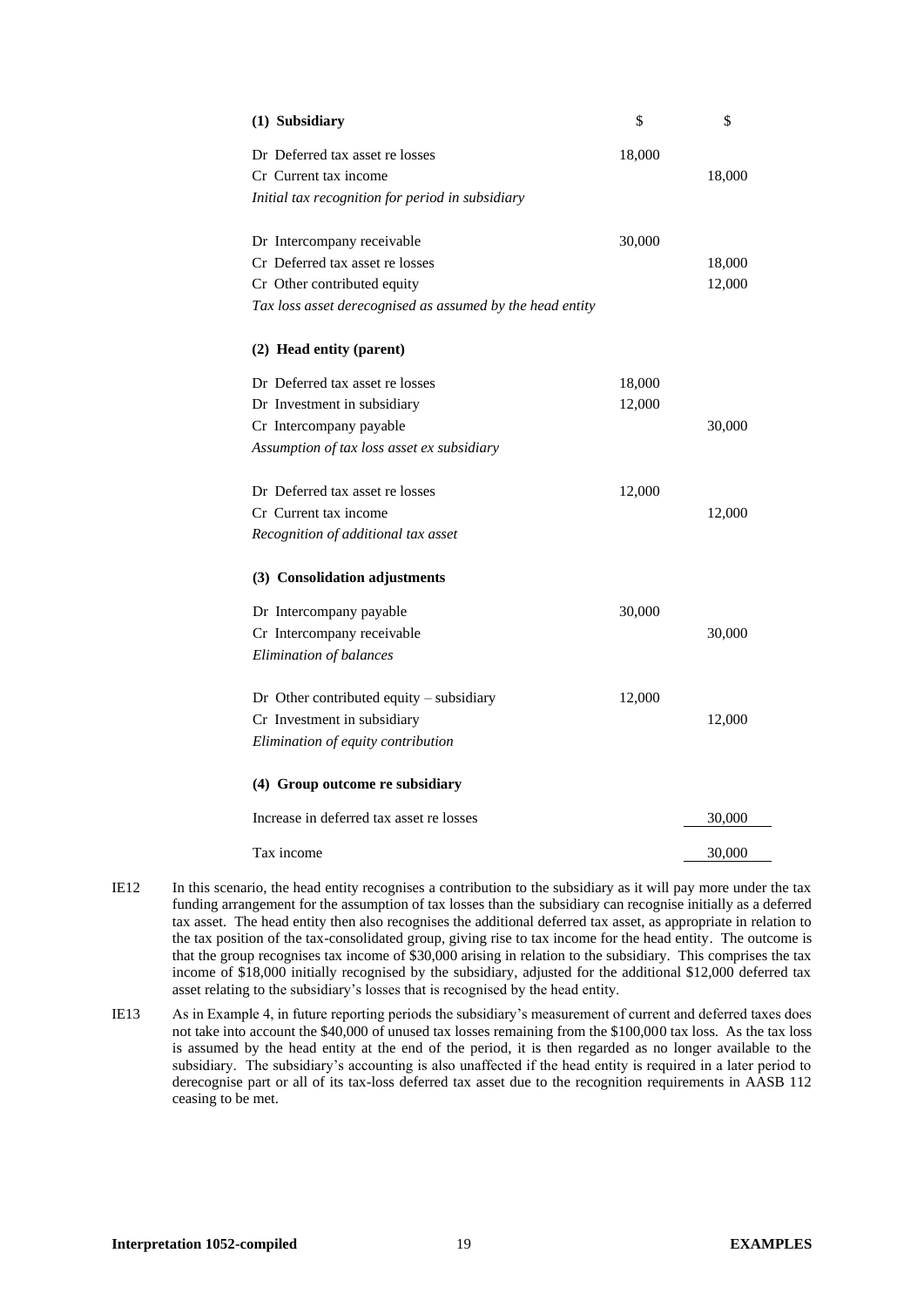| **(1) Subsidiary** | $ | $ |
|---|---|---|
| Dr Deferred tax asset re losses | 18,000 | |
| Cr Current tax income | | 18,000 |
| *Initial tax recognition for period in subsidiary* | | |
| | | |
| Dr Intercompany receivable | 30,000 | |
| Cr Deferred tax asset re losses | | 18,000 |
| Cr Other contributed equity | | 12,000 |
| *Tax loss asset derecognised as assumed by the head entity* | | |
| | | |
| **(2) Head entity (parent)** | | |
| Dr Deferred tax asset re losses | 18,000 | |
| Dr Investment in subsidiary | 12,000 | |
| Cr Intercompany payable | | 30,000 |
| *Assumption of tax loss asset ex subsidiary* | | |
| | | |
| Dr Deferred tax asset re losses | 12,000 | |
| Cr Current tax income | | 12,000 |
| *Recognition of additional tax asset* | | |
| | | |
| **(3) Consolidation adjustments** | | |
| Dr Intercompany payable | 30,000 | |
| Cr Intercompany receivable | | 30,000 |
| *Elimination of balances* | | |
| | | |
| Dr Other contributed equity – subsidiary | 12,000 | |
| Cr Investment in subsidiary | | 12,000 |
| *Elimination of equity contribution* | | |
| | | |
| **(4) Group outcome re subsidiary** | | |
| Increase in deferred tax asset re losses | | 30,000 |
| Tax income | | 30,000 |

IE12 In this scenario, the head entity recognises a contribution to the subsidiary as it will pay more under the tax funding arrangement for the assumption of tax losses than the subsidiary can recognise initially as a deferred tax asset. The head entity then also recognises the additional deferred tax asset, as appropriate in relation to the tax position of the tax-consolidated group, giving rise to tax income for the head entity. The outcome is that the group recognises tax income of $30,000 arising in relation to the subsidiary. This comprises the tax income of $18,000 initially recognised by the subsidiary, adjusted for the additional $12,000 deferred tax asset relating to the subsidiary's losses that is recognised by the head entity.

IE13 As in Example 4, in future reporting periods the subsidiary's measurement of current and deferred taxes does not take into account the $40,000 of unused tax losses remaining from the $100,000 tax loss. As the tax loss is assumed by the head entity at the end of the period, it is then regarded as no longer available to the subsidiary. The subsidiary's accounting is also unaffected if the head entity is required in a later period to derecognise part or all of its tax-loss deferred tax asset due to the recognition requirements in AASB 112 ceasing to be met.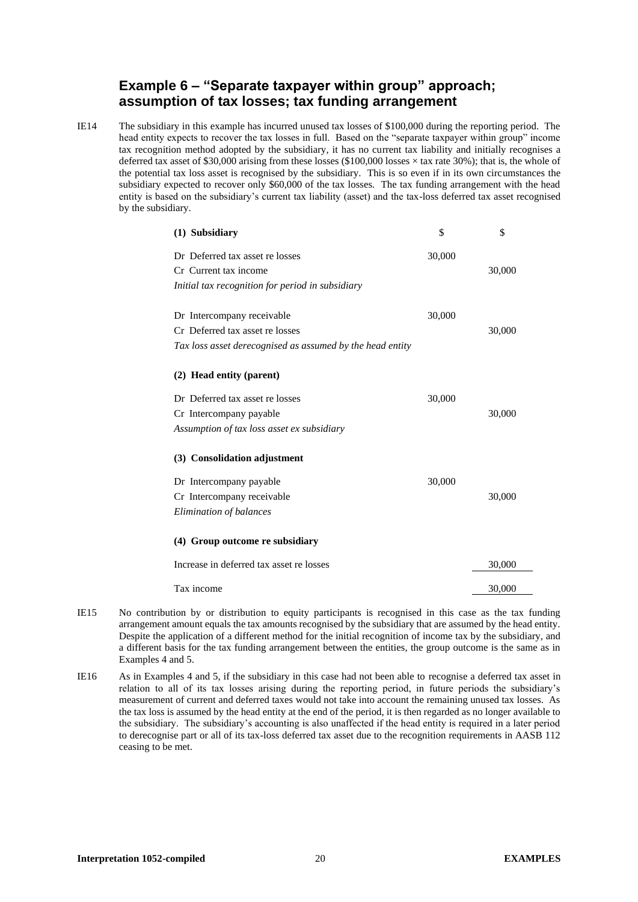## Example 6 – "Separate taxpayer within group" approach; assumption of tax losses; tax funding arrangement

IE14 The subsidiary in this example has incurred unused tax losses of $100,000 during the reporting period. The head entity expects to recover the tax losses in full. Based on the "separate taxpayer within group" income tax recognition method adopted by the subsidiary, it has no current tax liability and initially recognises a deferred tax asset of $30,000 arising from these losses ($100,000 losses × tax rate 30%); that is, the whole of the potential tax loss asset is recognised by the subsidiary. This is so even if in its own circumstances the subsidiary expected to recover only $60,000 of the tax losses. The tax funding arrangement with the head entity is based on the subsidiary's current tax liability (asset) and the tax-loss deferred tax asset recognised by the subsidiary.

| **(1) Subsidiary** | $ | $ |
|---|---|---|
| Dr Deferred tax asset re losses | 30,000 | |
| Cr Current tax income | | 30,000 |
| *Initial tax recognition for period in subsidiary* | | |
| | | |
| Dr Intercompany receivable | 30,000 | |
| Cr Deferred tax asset re losses | | 30,000 |
| *Tax loss asset derecognised as assumed by the head entity* | | |
| | | |
| **(2) Head entity (parent)** | | |
| Dr Deferred tax asset re losses | 30,000 | |
| Cr Intercompany payable | | 30,000 |
| *Assumption of tax loss asset ex subsidiary* | | |
| | | |
| **(3) Consolidation adjustment** | | |
| Dr Intercompany payable | 30,000 | |
| Cr Intercompany receivable | | 30,000 |
| *Elimination of balances* | | |
| | | |
| **(4) Group outcome re subsidiary** | | |
| Increase in deferred tax asset re losses | | 30,000 |
| Tax income | | 30,000 |

IE15 No contribution by or distribution to equity participants is recognised in this case as the tax funding arrangement amount equals the tax amounts recognised by the subsidiary that are assumed by the head entity. Despite the application of a different method for the initial recognition of income tax by the subsidiary, and a different basis for the tax funding arrangement between the entities, the group outcome is the same as in Examples 4 and 5.

IE16 As in Examples 4 and 5, if the subsidiary in this case had not been able to recognise a deferred tax asset in relation to all of its tax losses arising during the reporting period, in future periods the subsidiary's measurement of current and deferred taxes would not take into account the remaining unused tax losses. As the tax loss is assumed by the head entity at the end of the period, it is then regarded as no longer available to the subsidiary. The subsidiary's accounting is also unaffected if the head entity is required in a later period to derecognise part or all of its tax-loss deferred tax asset due to the recognition requirements in AASB 112 ceasing to be met.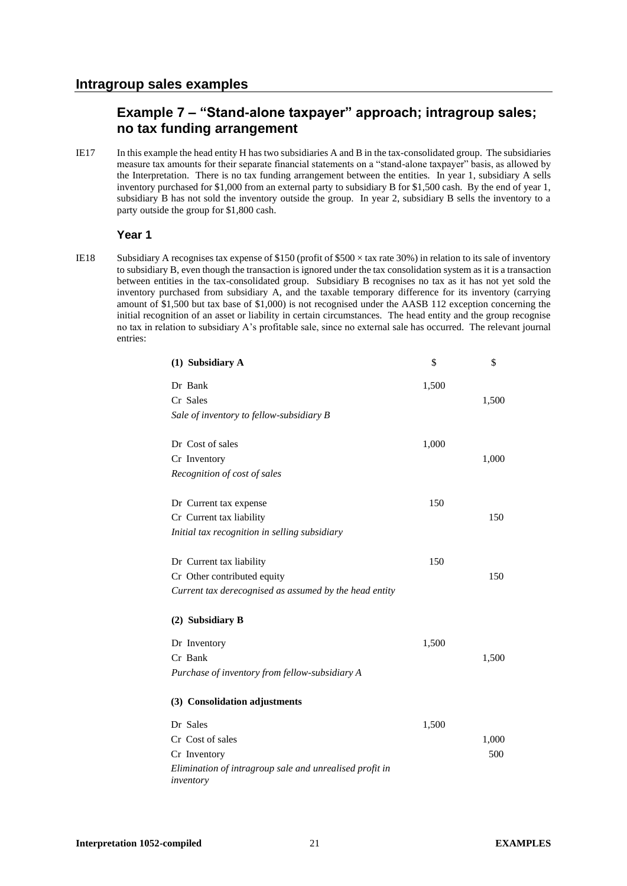## Intragroup sales examples

### Example 7 – "Stand-alone taxpayer" approach; intragroup sales; no tax funding arrangement

IE17 In this example the head entity H has two subsidiaries A and B in the tax-consolidated group. The subsidiaries measure tax amounts for their separate financial statements on a "stand-alone taxpayer" basis, as allowed by the Interpretation. There is no tax funding arrangement between the entities. In year 1, subsidiary A sells inventory purchased for $1,000 from an external party to subsidiary B for $1,500 cash. By the end of year 1, subsidiary B has not sold the inventory outside the group. In year 2, subsidiary B sells the inventory to a party outside the group for $1,800 cash.

#### Year 1

IE18 Subsidiary A recognises tax expense of $150 (profit of $500 × tax rate 30%) in relation to its sale of inventory to subsidiary B, even though the transaction is ignored under the tax consolidation system as it is a transaction between entities in the tax-consolidated group. Subsidiary B recognises no tax as it has not yet sold the inventory purchased from subsidiary A, and the taxable temporary difference for its inventory (carrying amount of $1,500 but tax base of $1,000) is not recognised under the AASB 112 exception concerning the initial recognition of an asset or liability in certain circumstances. The head entity and the group recognise no tax in relation to subsidiary A's profitable sale, since no external sale has occurred. The relevant journal entries:

| **(1) Subsidiary A** | $ | $ |
|---|---|---|
| Dr Bank | 1,500 | |
| Cr Sales | | 1,500 |
| *Sale of inventory to fellow-subsidiary B* | | |
| | | |
| Dr Cost of sales | 1,000 | |
| Cr Inventory | | 1,000 |
| *Recognition of cost of sales* | | |
| | | |
| Dr Current tax expense | 150 | |
| Cr Current tax liability | | 150 |
| *Initial tax recognition in selling subsidiary* | | |
| | | |
| Dr Current tax liability | 150 | |
| Cr Other contributed equity | | 150 |
| *Current tax derecognised as assumed by the head entity* | | |
| | | |
| **(2) Subsidiary B** | | |
| Dr Inventory | 1,500 | |
| Cr Bank | | 1,500 |
| *Purchase of inventory from fellow-subsidiary A* | | |
| | | |
| **(3) Consolidation adjustments** | | |
| Dr Sales | 1,500 | |
| Cr Cost of sales | | 1,000 |
| Cr Inventory | | 500 |
| *Elimination of intragroup sale and unrealised profit in inventory* | | |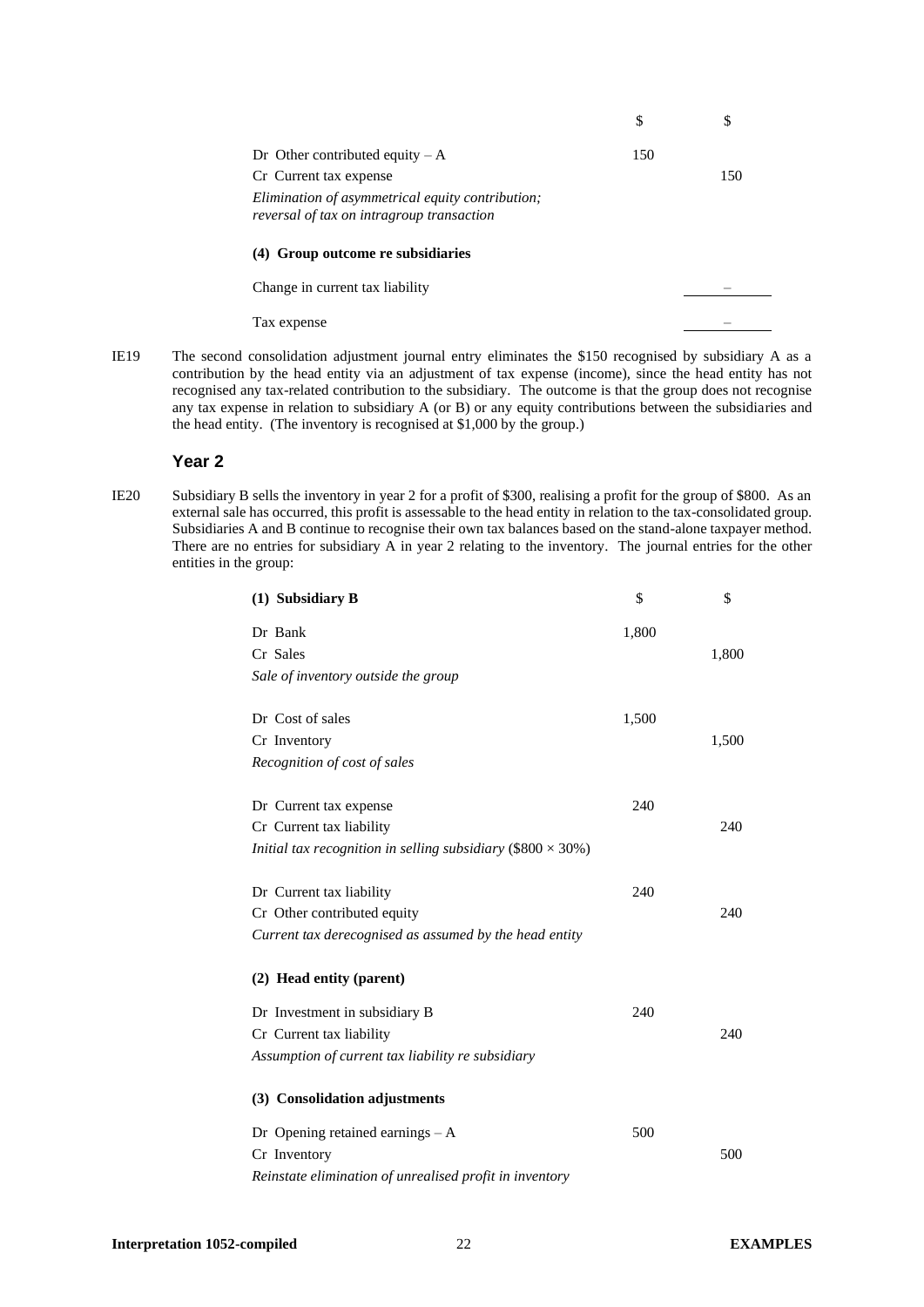| | $ | $ |
|---|---|---|
| Dr Other contributed equity – A | 150 | |
| Cr Current tax expense | | 150 |
| *Elimination of asymmetrical equity contribution; reversal of tax on intragroup transaction* | | |

**(4) Group outcome re subsidiaries**

| | |
|---|---|
| Change in current tax liability | – |
| Tax expense | – |

IE19 The second consolidation adjustment journal entry eliminates the $150 recognised by subsidiary A as a contribution by the head entity via an adjustment of tax expense (income), since the head entity has not recognised any tax-related contribution to the subsidiary. The outcome is that the group does not recognise any tax expense in relation to subsidiary A (or B) or any equity contributions between the subsidiaries and the head entity. (The inventory is recognised at $1,000 by the group.)

### Year 2

IE20 Subsidiary B sells the inventory in year 2 for a profit of $300, realising a profit for the group of $800. As an external sale has occurred, this profit is assessable to the head entity in relation to the tax-consolidated group. Subsidiaries A and B continue to recognise their own tax balances based on the stand-alone taxpayer method. There are no entries for subsidiary A in year 2 relating to the inventory. The journal entries for the other entities in the group:

| **(1) Subsidiary B** | $ | $ |
|---|---|---|
| Dr Bank | 1,800 | |
| Cr Sales | | 1,800 |
| *Sale of inventory outside the group* | | |
| Dr Cost of sales | 1,500 | |
| Cr Inventory | | 1,500 |
| *Recognition of cost of sales* | | |
| Dr Current tax expense | 240 | |
| Cr Current tax liability | | 240 |
| *Initial tax recognition in selling subsidiary ($800 × 30%)* | | |
| Dr Current tax liability | 240 | |
| Cr Other contributed equity | | 240 |
| *Current tax derecognised as assumed by the head entity* | | |
| **(2) Head entity (parent)** | | |
| Dr Investment in subsidiary B | 240 | |
| Cr Current tax liability | | 240 |
| *Assumption of current tax liability re subsidiary* | | |
| **(3) Consolidation adjustments** | | |
| Dr Opening retained earnings – A | 500 | |
| Cr Inventory | | 500 |
| *Reinstate elimination of unrealised profit in inventory* | | |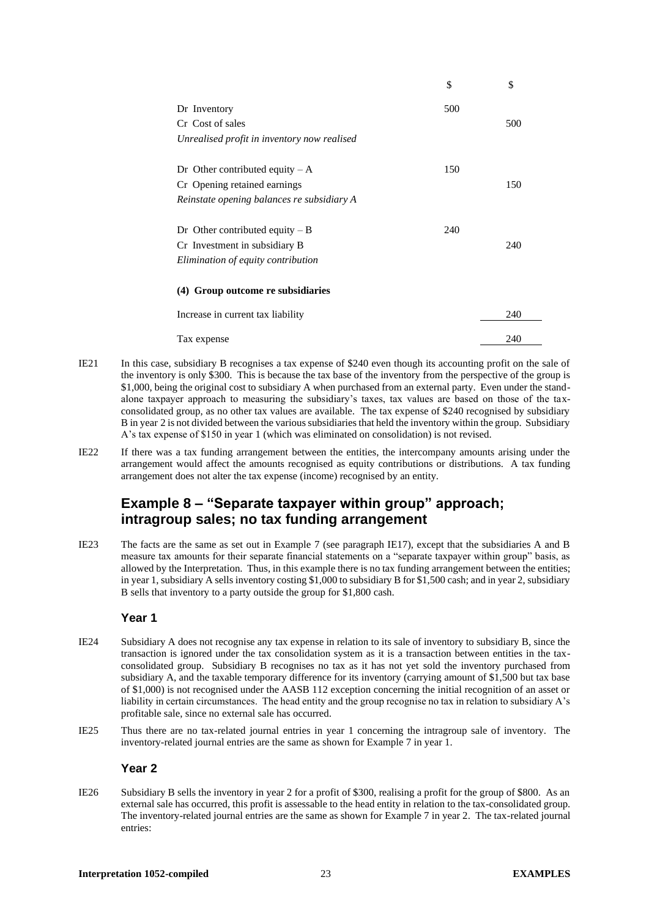| | $ | $ |
|---|---|---|
| Dr Inventory | 500 | |
| Cr Cost of sales | | 500 |
| *Unrealised profit in inventory now realised* | | |
| | | |
| Dr Other contributed equity – A | 150 | |
| Cr Opening retained earnings | | 150 |
| *Reinstate opening balances re subsidiary A* | | |
| | | |
| Dr Other contributed equity – B | 240 | |
| Cr Investment in subsidiary B | | 240 |
| *Elimination of equity contribution* | | |
| | | |
| **(4) Group outcome re subsidiaries** | | |
| Increase in current tax liability | | 240 |
| Tax expense | | 240 |

IE21 In this case, subsidiary B recognises a tax expense of $240 even though its accounting profit on the sale of the inventory is only $300. This is because the tax base of the inventory from the perspective of the group is $1,000, being the original cost to subsidiary A when purchased from an external party. Even under the stand-alone taxpayer approach to measuring the subsidiary's taxes, tax values are based on those of the tax-consolidated group, as no other tax values are available. The tax expense of $240 recognised by subsidiary B in year 2 is not divided between the various subsidiaries that held the inventory within the group. Subsidiary A's tax expense of $150 in year 1 (which was eliminated on consolidation) is not revised.

IE22 If there was a tax funding arrangement between the entities, the intercompany amounts arising under the arrangement would affect the amounts recognised as equity contributions or distributions. A tax funding arrangement does not alter the tax expense (income) recognised by an entity.

## Example 8 – "Separate taxpayer within group" approach; intragroup sales; no tax funding arrangement

IE23 The facts are the same as set out in Example 7 (see paragraph IE17), except that the subsidiaries A and B measure tax amounts for their separate financial statements on a "separate taxpayer within group" basis, as allowed by the Interpretation. Thus, in this example there is no tax funding arrangement between the entities; in year 1, subsidiary A sells inventory costing $1,000 to subsidiary B for $1,500 cash; and in year 2, subsidiary B sells that inventory to a party outside the group for $1,800 cash.

### Year 1

IE24 Subsidiary A does not recognise any tax expense in relation to its sale of inventory to subsidiary B, since the transaction is ignored under the tax consolidation system as it is a transaction between entities in the tax-consolidated group. Subsidiary B recognises no tax as it has not yet sold the inventory purchased from subsidiary A, and the taxable temporary difference for its inventory (carrying amount of $1,500 but tax base of $1,000) is not recognised under the AASB 112 exception concerning the initial recognition of an asset or liability in certain circumstances. The head entity and the group recognise no tax in relation to subsidiary A's profitable sale, since no external sale has occurred.

IE25 Thus there are no tax-related journal entries in year 1 concerning the intragroup sale of inventory. The inventory-related journal entries are the same as shown for Example 7 in year 1.

### Year 2

IE26 Subsidiary B sells the inventory in year 2 for a profit of $300, realising a profit for the group of $800. As an external sale has occurred, this profit is assessable to the head entity in relation to the tax-consolidated group. The inventory-related journal entries are the same as shown for Example 7 in year 2. The tax-related journal entries: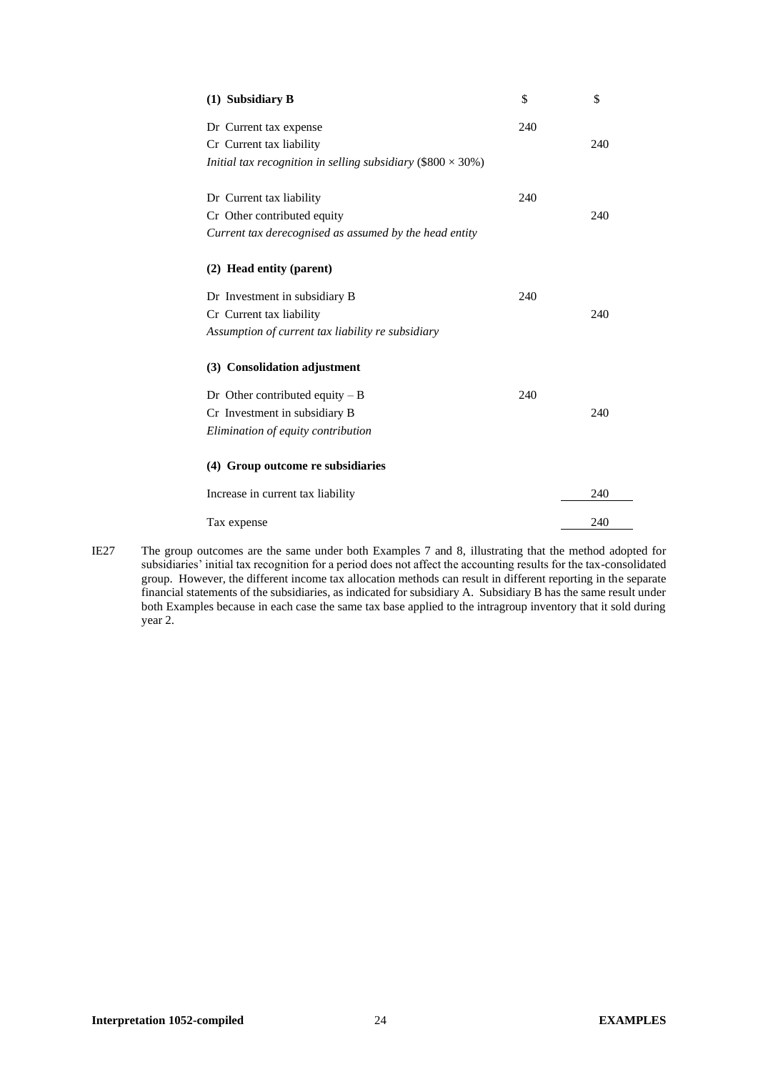| **(1) Subsidiary B** | $ | $ |
|---|---|---|
| Dr Current tax expense | 240 | |
| Cr Current tax liability | | 240 |
| *Initial tax recognition in selling subsidiary ($800 × 30%)* | | |
| | | |
| Dr Current tax liability | 240 | |
| Cr Other contributed equity | | 240 |
| *Current tax derecognised as assumed by the head entity* | | |
| | | |
| **(2) Head entity (parent)** | | |
| Dr Investment in subsidiary B | 240 | |
| Cr Current tax liability | | 240 |
| *Assumption of current tax liability re subsidiary* | | |
| | | |
| **(3) Consolidation adjustment** | | |
| Dr Other contributed equity – B | 240 | |
| Cr Investment in subsidiary B | | 240 |
| *Elimination of equity contribution* | | |
| | | |
| **(4) Group outcome re subsidiaries** | | |
| Increase in current tax liability | | 240 |
| Tax expense | | 240 |

IE27 The group outcomes are the same under both Examples 7 and 8, illustrating that the method adopted for subsidiaries' initial tax recognition for a period does not affect the accounting results for the tax-consolidated group. However, the different income tax allocation methods can result in different reporting in the separate financial statements of the subsidiaries, as indicated for subsidiary A. Subsidiary B has the same result under both Examples because in each case the same tax base applied to the intragroup inventory that it sold during year 2.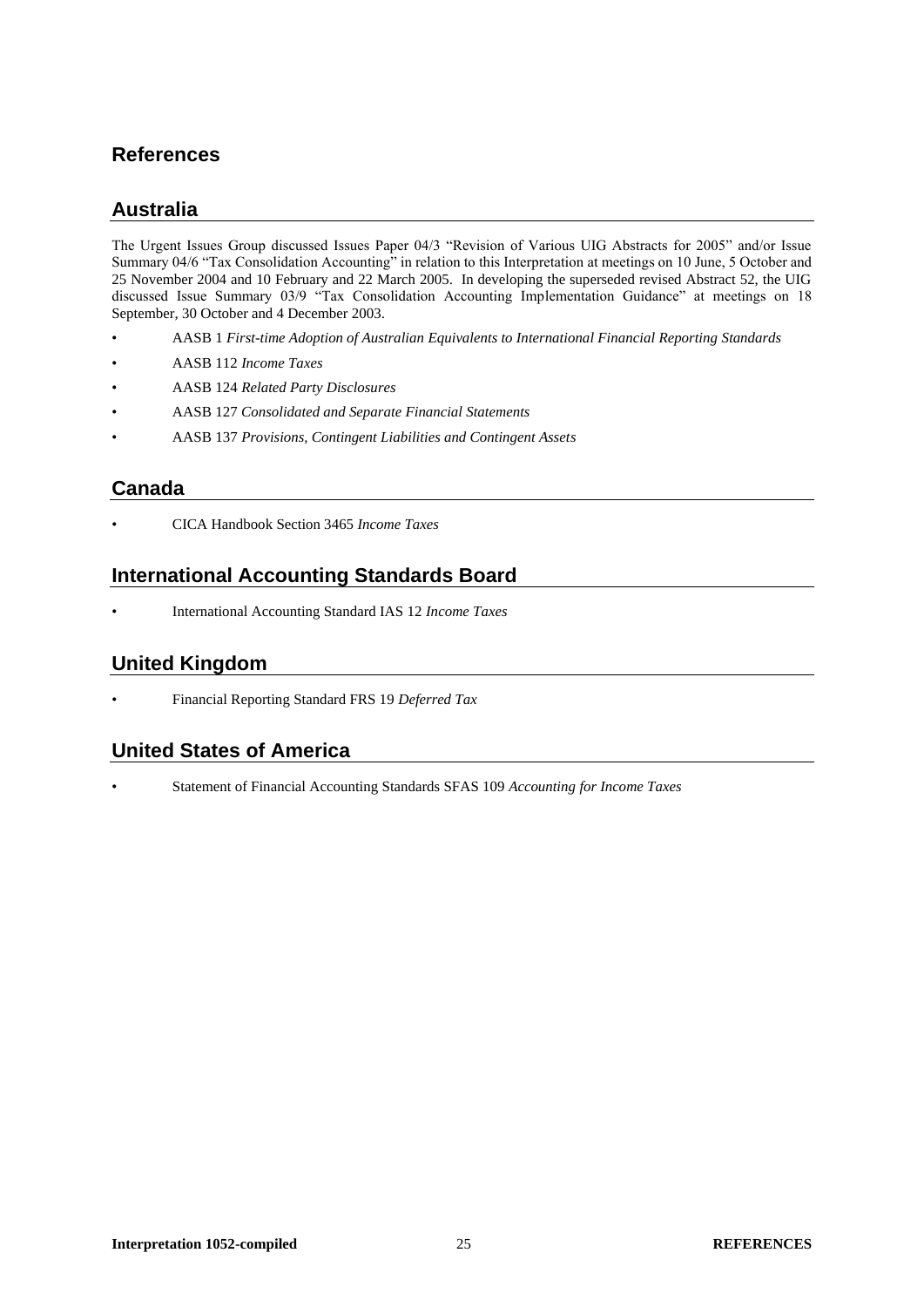# References

## Australia

The Urgent Issues Group discussed Issues Paper 04/3 "Revision of Various UIG Abstracts for 2005" and/or Issue Summary 04/6 "Tax Consolidation Accounting" in relation to this Interpretation at meetings on 10 June, 5 October and 25 November 2004 and 10 February and 22 March 2005. In developing the superseded revised Abstract 52, the UIG discussed Issue Summary 03/9 "Tax Consolidation Accounting Implementation Guidance" at meetings on 18 September, 30 October and 4 December 2003.

- AASB 1 *First-time Adoption of Australian Equivalents to International Financial Reporting Standards*
- AASB 112 *Income Taxes*
- AASB 124 *Related Party Disclosures*
- AASB 127 *Consolidated and Separate Financial Statements*
- AASB 137 *Provisions, Contingent Liabilities and Contingent Assets*

## Canada

- CICA Handbook Section 3465 *Income Taxes*

## International Accounting Standards Board

- International Accounting Standard IAS 12 *Income Taxes*

## United Kingdom

- Financial Reporting Standard FRS 19 *Deferred Tax*

## United States of America

- Statement of Financial Accounting Standards SFAS 109 *Accounting for Income Taxes*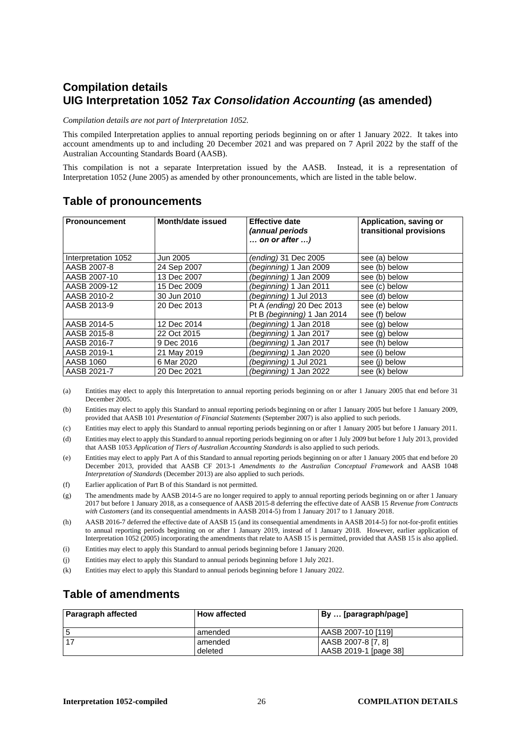## Compilation details
## UIG Interpretation 1052 *Tax Consolidation Accounting* (as amended)

*Compilation details are not part of Interpretation 1052.*

This compiled Interpretation applies to annual reporting periods beginning on or after 1 January 2022. It takes into account amendments up to and including 20 December 2021 and was prepared on 7 April 2022 by the staff of the Australian Accounting Standards Board (AASB).

This compilation is not a separate Interpretation issued by the AASB. Instead, it is a representation of Interpretation 1052 (June 2005) as amended by other pronouncements, which are listed in the table below.

## Table of pronouncements

| Pronouncement | Month/date issued | Effective date *(annual periods … on or after …)* | Application, saving or transitional provisions |
|---|---|---|---|
| Interpretation 1052 | Jun 2005 | *(ending)* 31 Dec 2005 | see (a) below |
| AASB 2007-8 | 24 Sep 2007 | *(beginning)* 1 Jan 2009 | see (b) below |
| AASB 2007-10 | 13 Dec 2007 | *(beginning)* 1 Jan 2009 | see (b) below |
| AASB 2009-12 | 15 Dec 2009 | *(beginning)* 1 Jan 2011 | see (c) below |
| AASB 2010-2 | 30 Jun 2010 | *(beginning)* 1 Jul 2013 | see (d) below |
| AASB 2013-9 | 20 Dec 2013 | Pt A *(ending)* 20 Dec 2013<br>Pt B *(beginning)* 1 Jan 2014 | see (e) below<br>see (f) below |
| AASB 2014-5 | 12 Dec 2014 | *(beginning)* 1 Jan 2018 | see (g) below |
| AASB 2015-8 | 22 Oct 2015 | *(beginning)* 1 Jan 2017 | see (g) below |
| AASB 2016-7 | 9 Dec 2016 | *(beginning)* 1 Jan 2017 | see (h) below |
| AASB 2019-1 | 21 May 2019 | *(beginning)* 1 Jan 2020 | see (i) below |
| AASB 1060 | 6 Mar 2020 | *(beginning)* 1 Jul 2021 | see (j) below |
| AASB 2021-7 | 20 Dec 2021 | *(beginning)* 1 Jan 2022 | see (k) below |

(a) Entities may elect to apply this Interpretation to annual reporting periods beginning on or after 1 January 2005 that end before 31 December 2005.

(b) Entities may elect to apply this Standard to annual reporting periods beginning on or after 1 January 2005 but before 1 January 2009, provided that AASB 101 *Presentation of Financial Statements* (September 2007) is also applied to such periods.

(c) Entities may elect to apply this Standard to annual reporting periods beginning on or after 1 January 2005 but before 1 January 2011.

(d) Entities may elect to apply this Standard to annual reporting periods beginning on or after 1 July 2009 but before 1 July 2013, provided that AASB 1053 *Application of Tiers of Australian Accounting Standards* is also applied to such periods.

(e) Entities may elect to apply Part A of this Standard to annual reporting periods beginning on or after 1 January 2005 that end before 20 December 2013, provided that AASB CF 2013-1 *Amendments to the Australian Conceptual Framework* and AASB 1048 *Interpretation of Standards* (December 2013) are also applied to such periods.

(f) Earlier application of Part B of this Standard is not permitted.

(g) The amendments made by AASB 2014-5 are no longer required to apply to annual reporting periods beginning on or after 1 January 2017 but before 1 January 2018, as a consequence of AASB 2015-8 deferring the effective date of AASB 15 *Revenue from Contracts with Customers* (and its consequential amendments in AASB 2014-5) from 1 January 2017 to 1 January 2018.

(h) AASB 2016-7 deferred the effective date of AASB 15 (and its consequential amendments in AASB 2014-5) for not-for-profit entities to annual reporting periods beginning on or after 1 January 2019, instead of 1 January 2018. However, earlier application of Interpretation 1052 (2005) incorporating the amendments that relate to AASB 15 is permitted, provided that AASB 15 is also applied.

(i) Entities may elect to apply this Standard to annual periods beginning before 1 January 2020.

(j) Entities may elect to apply this Standard to annual periods beginning before 1 July 2021.

(k) Entities may elect to apply this Standard to annual periods beginning before 1 January 2022.

## Table of amendments

| Paragraph affected | How affected | By … [paragraph/page] |
|---|---|---|
| 5 | amended | AASB 2007-10 [119] |
| 17 | amended<br>deleted | AASB 2007-8 [7, 8]<br>AASB 2019-1 [page 38] |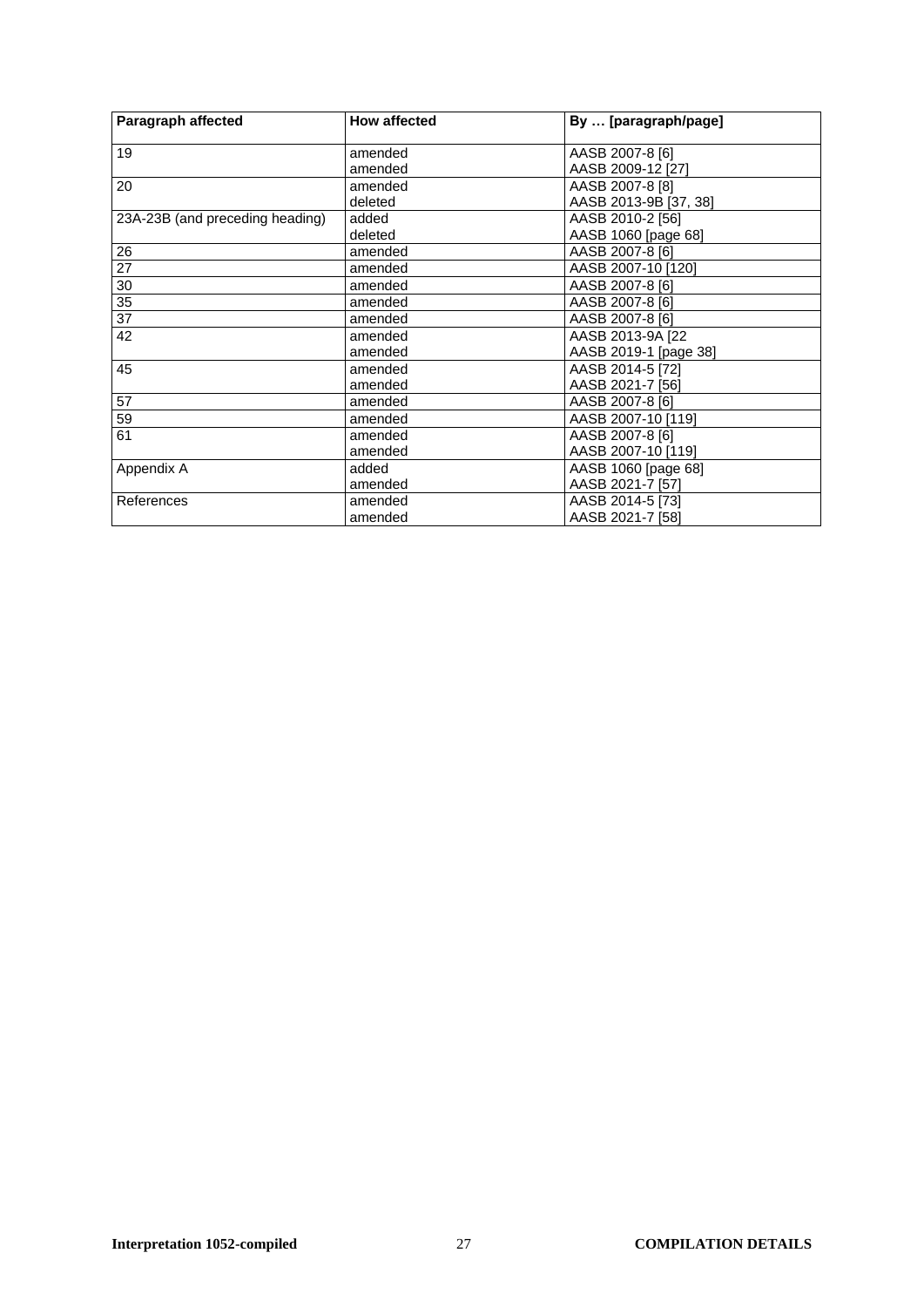| Paragraph affected | How affected | By … [paragraph/page] |
|---|---|---|
| 19 | amended<br>amended | AASB 2007-8 [6]<br>AASB 2009-12 [27] |
| 20 | amended<br>deleted | AASB 2007-8 [8]<br>AASB 2013-9B [37, 38] |
| 23A-23B (and preceding heading) | added<br>deleted | AASB 2010-2 [56]<br>AASB 1060 [page 68] |
| 26 | amended | AASB 2007-8 [6] |
| 27 | amended | AASB 2007-10 [120] |
| 30 | amended | AASB 2007-8 [6] |
| 35 | amended | AASB 2007-8 [6] |
| 37 | amended | AASB 2007-8 [6] |
| 42 | amended<br>amended | AASB 2013-9A [22<br>AASB 2019-1 [page 38] |
| 45 | amended<br>amended | AASB 2014-5 [72]<br>AASB 2021-7 [56] |
| 57 | amended | AASB 2007-8 [6] |
| 59 | amended | AASB 2007-10 [119] |
| 61 | amended<br>amended | AASB 2007-8 [6]<br>AASB 2007-10 [119] |
| Appendix A | added<br>amended | AASB 1060 [page 68]<br>AASB 2021-7 [57] |
| References | amended<br>amended | AASB 2014-5 [73]<br>AASB 2021-7 [58] |